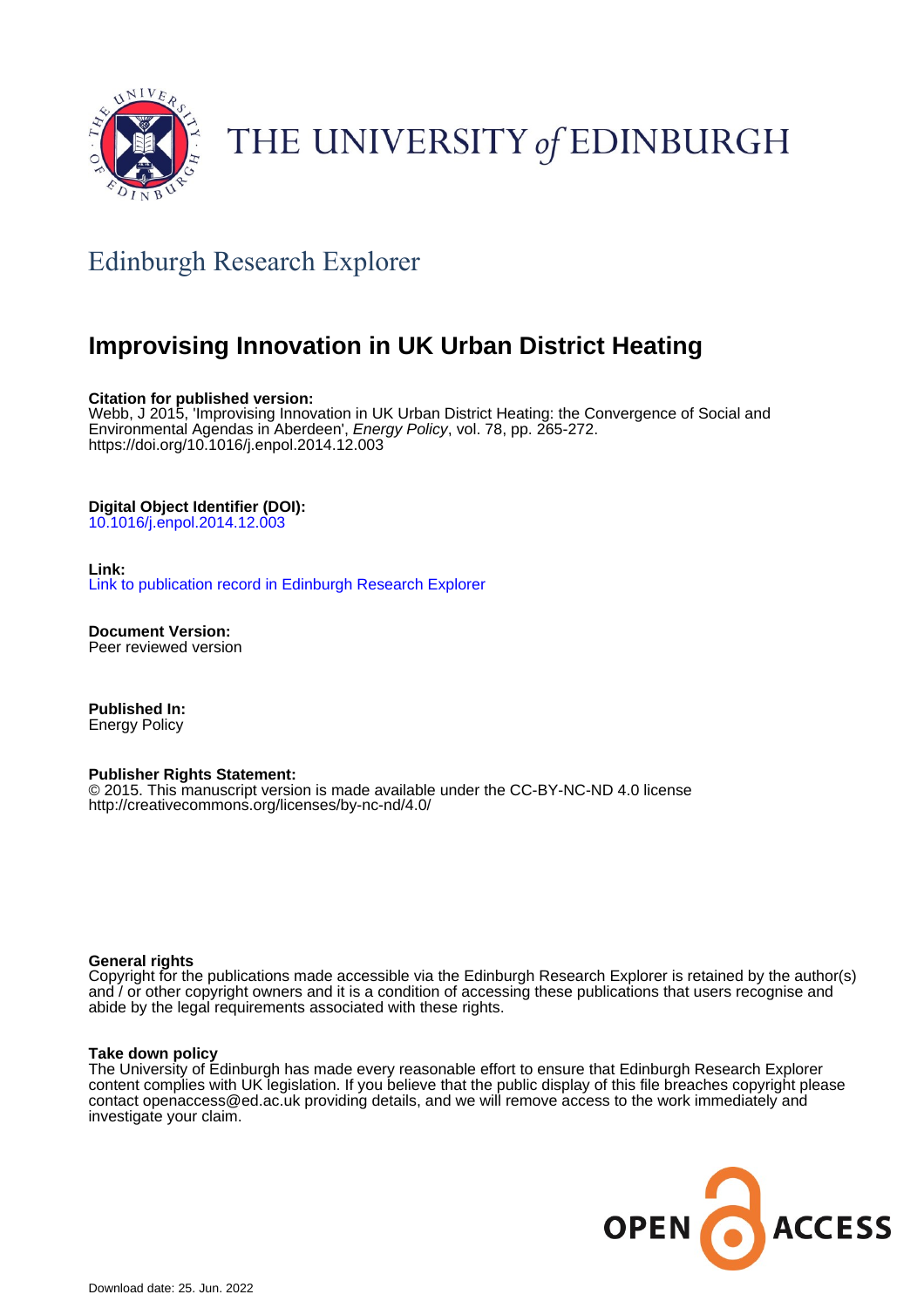# THE UNIVERSITY of EDINBURGH

## Edinburgh Research Explorer

# Improvising Innovation in UK Urban District Heating

**Citation for published version:**
Webb, J 2015, 'Improvising Innovation in UK Urban District Heating: the Convergence of Social and Environmental Agendas in Aberdeen', *Energy Policy*, vol. 78, pp. 265-272.
https://doi.org/10.1016/j.enpol.2014.12.003

**Digital Object Identifier (DOI):**
10.1016/j.enpol.2014.12.003

**Link:**
Link to publication record in Edinburgh Research Explorer

**Document Version:**
Peer reviewed version

**Published In:**
Energy Policy

**Publisher Rights Statement:**
© 2015. This manuscript version is made available under the CC-BY-NC-ND 4.0 license
http://creativecommons.org/licenses/by-nc-nd/4.0/

**General rights**
Copyright for the publications made accessible via the Edinburgh Research Explorer is retained by the author(s) and / or other copyright owners and it is a condition of accessing these publications that users recognise and abide by the legal requirements associated with these rights.

**Take down policy**
The University of Edinburgh has made every reasonable effort to ensure that Edinburgh Research Explorer content complies with UK legislation. If you believe that the public display of this file breaches copyright please contact openaccess@ed.ac.uk providing details, and we will remove access to the work immediately and investigate your claim.

Download date: 25. Jun. 2022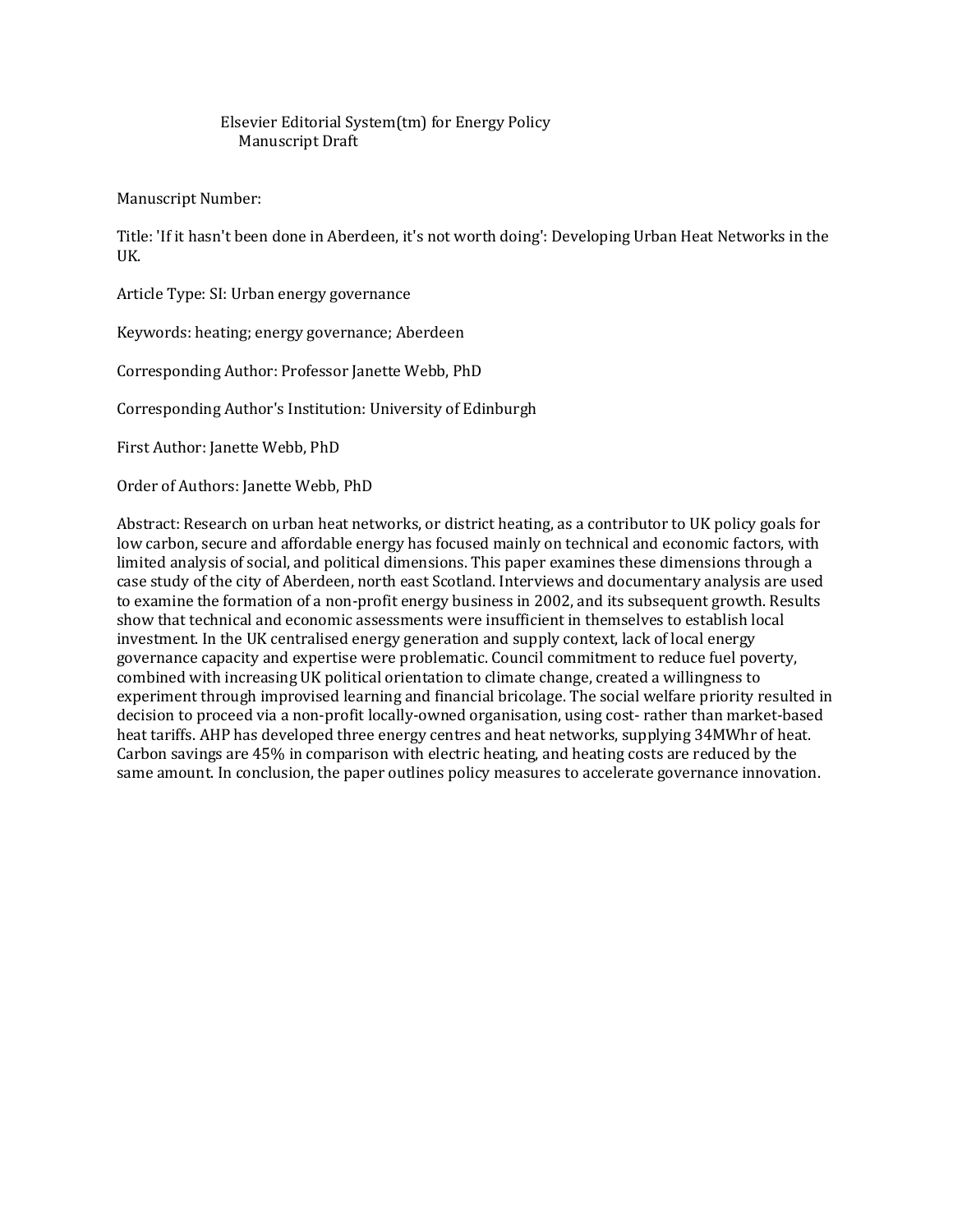Elsevier Editorial System(tm) for Energy Policy
Manuscript Draft

Manuscript Number:

Title: 'If it hasn't been done in Aberdeen, it's not worth doing': Developing Urban Heat Networks in the UK.

Article Type: SI: Urban energy governance

Keywords: heating; energy governance; Aberdeen

Corresponding Author: Professor Janette Webb, PhD

Corresponding Author's Institution: University of Edinburgh

First Author: Janette Webb, PhD

Order of Authors: Janette Webb, PhD

Abstract: Research on urban heat networks, or district heating, as a contributor to UK policy goals for low carbon, secure and affordable energy has focused mainly on technical and economic factors, with limited analysis of social, and political dimensions. This paper examines these dimensions through a case study of the city of Aberdeen, north east Scotland. Interviews and documentary analysis are used to examine the formation of a non-profit energy business in 2002, and its subsequent growth. Results show that technical and economic assessments were insufficient in themselves to establish local investment. In the UK centralised energy generation and supply context, lack of local energy governance capacity and expertise were problematic. Council commitment to reduce fuel poverty, combined with increasing UK political orientation to climate change, created a willingness to experiment through improvised learning and financial bricolage. The social welfare priority resulted in decision to proceed via a non-profit locally-owned organisation, using cost- rather than market-based heat tariffs. AHP has developed three energy centres and heat networks, supplying 34MWhr of heat. Carbon savings are 45% in comparison with electric heating, and heating costs are reduced by the same amount. In conclusion, the paper outlines policy measures to accelerate governance innovation.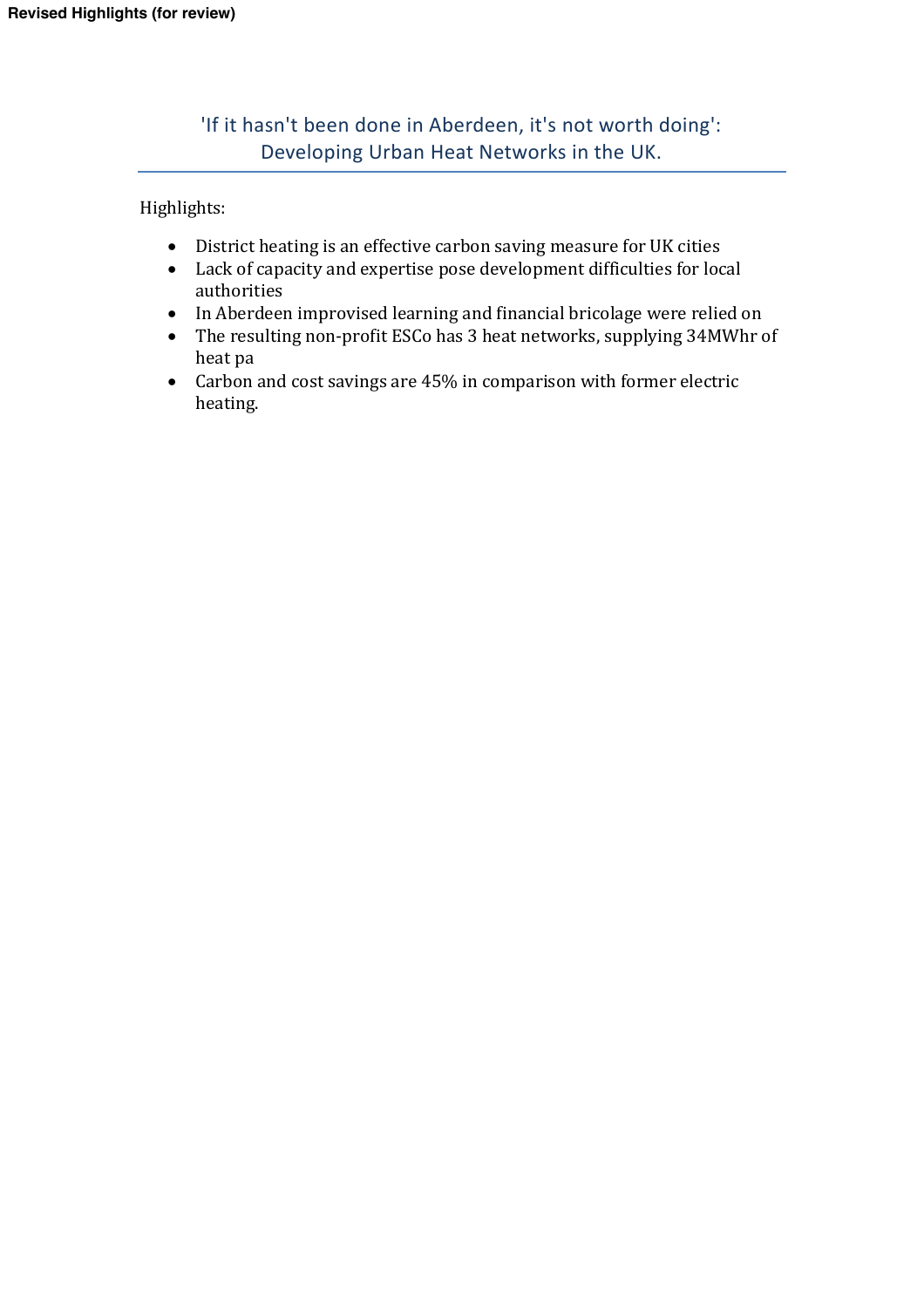Revised Highlights (for review)

# 'If it hasn't been done in Aberdeen, it's not worth doing': Developing Urban Heat Networks in the UK.

Highlights:

- District heating is an effective carbon saving measure for UK cities
- Lack of capacity and expertise pose development difficulties for local authorities
- In Aberdeen improvised learning and financial bricolage were relied on
- The resulting non-profit ESCo has 3 heat networks, supplying 34MWhr of heat pa
- Carbon and cost savings are 45% in comparison with former electric heating.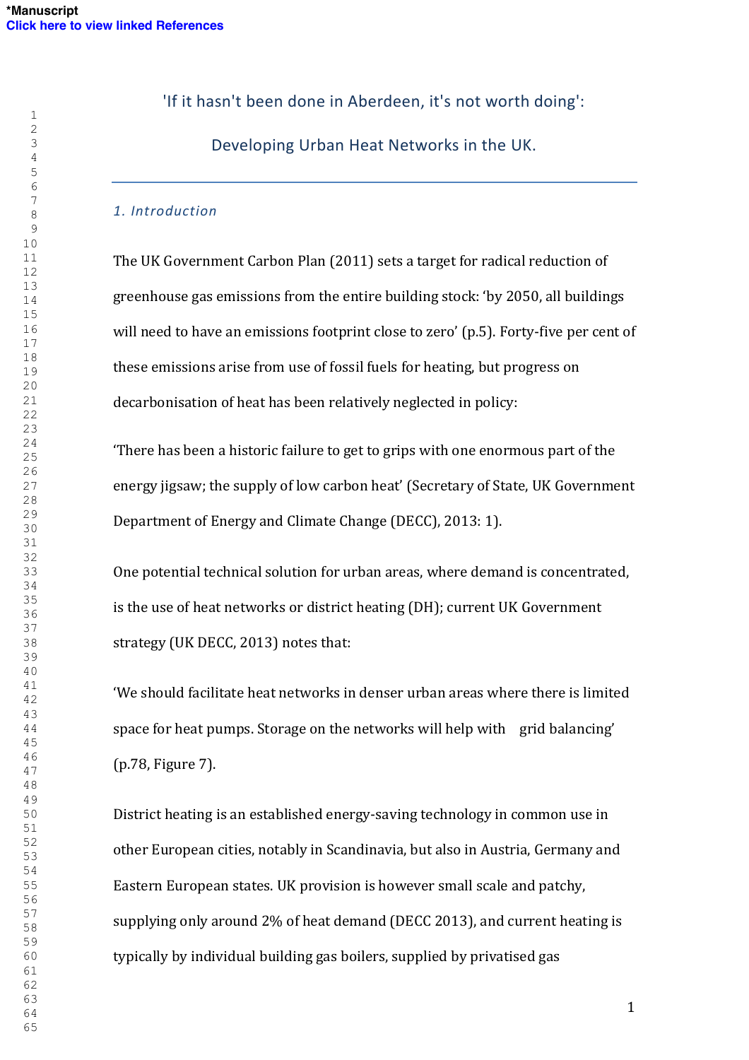# 'If it hasn't been done in Aberdeen, it's not worth doing':

# Developing Urban Heat Networks in the UK.

## *1. Introduction*

The UK Government Carbon Plan (2011) sets a target for radical reduction of greenhouse gas emissions from the entire building stock: 'by 2050, all buildings will need to have an emissions footprint close to zero' (p.5). Forty-five per cent of these emissions arise from use of fossil fuels for heating, but progress on decarbonisation of heat has been relatively neglected in policy:

'There has been a historic failure to get to grips with one enormous part of the energy jigsaw; the supply of low carbon heat' (Secretary of State, UK Government Department of Energy and Climate Change (DECC), 2013: 1).

One potential technical solution for urban areas, where demand is concentrated, is the use of heat networks or district heating (DH); current UK Government strategy (UK DECC, 2013) notes that:

'We should facilitate heat networks in denser urban areas where there is limited space for heat pumps. Storage on the networks will help with grid balancing' (p.78, Figure 7).

District heating is an established energy-saving technology in common use in other European cities, notably in Scandinavia, but also in Austria, Germany and Eastern European states. UK provision is however small scale and patchy, supplying only around 2% of heat demand (DECC 2013), and current heating is typically by individual building gas boilers, supplied by privatised gas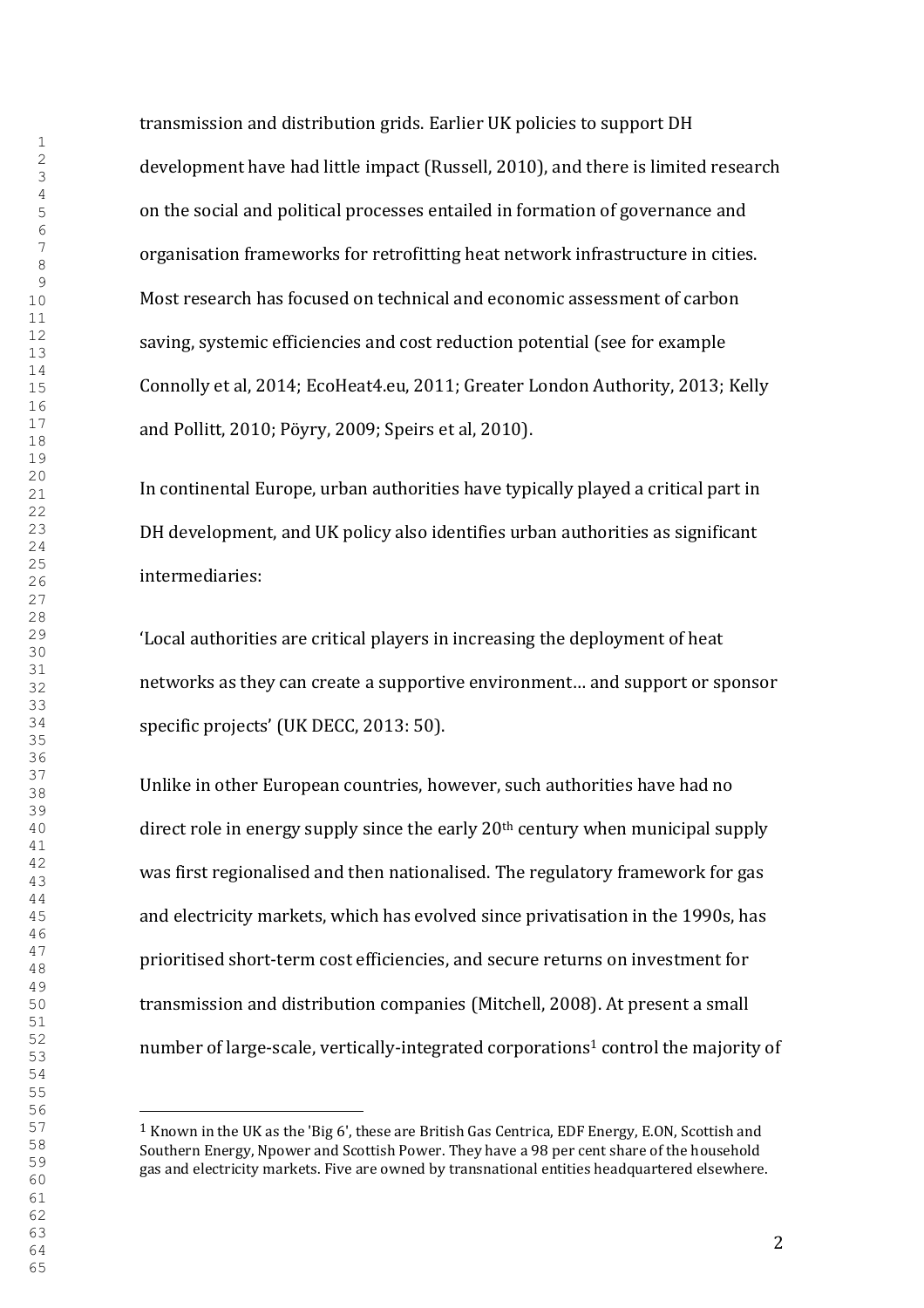transmission and distribution grids. Earlier UK policies to support DH development have had little impact (Russell, 2010), and there is limited research on the social and political processes entailed in formation of governance and organisation frameworks for retrofitting heat network infrastructure in cities. Most research has focused on technical and economic assessment of carbon saving, systemic efficiencies and cost reduction potential (see for example Connolly et al, 2014; EcoHeat4.eu, 2011; Greater London Authority, 2013; Kelly and Pollitt, 2010; Pöyry, 2009; Speirs et al, 2010).

In continental Europe, urban authorities have typically played a critical part in DH development, and UK policy also identifies urban authorities as significant intermediaries:

'Local authorities are critical players in increasing the deployment of heat networks as they can create a supportive environment… and support or sponsor specific projects' (UK DECC, 2013: 50).

Unlike in other European countries, however, such authorities have had no direct role in energy supply since the early 20th century when municipal supply was first regionalised and then nationalised. The regulatory framework for gas and electricity markets, which has evolved since privatisation in the 1990s, has prioritised short-term cost efficiencies, and secure returns on investment for transmission and distribution companies (Mitchell, 2008). At present a small number of large-scale, vertically-integrated corporations[1] control the majority of

[1] Known in the UK as the 'Big 6', these are British Gas Centrica, EDF Energy, E.ON, Scottish and Southern Energy, Npower and Scottish Power. They have a 98 per cent share of the household gas and electricity markets. Five are owned by transnational entities headquartered elsewhere.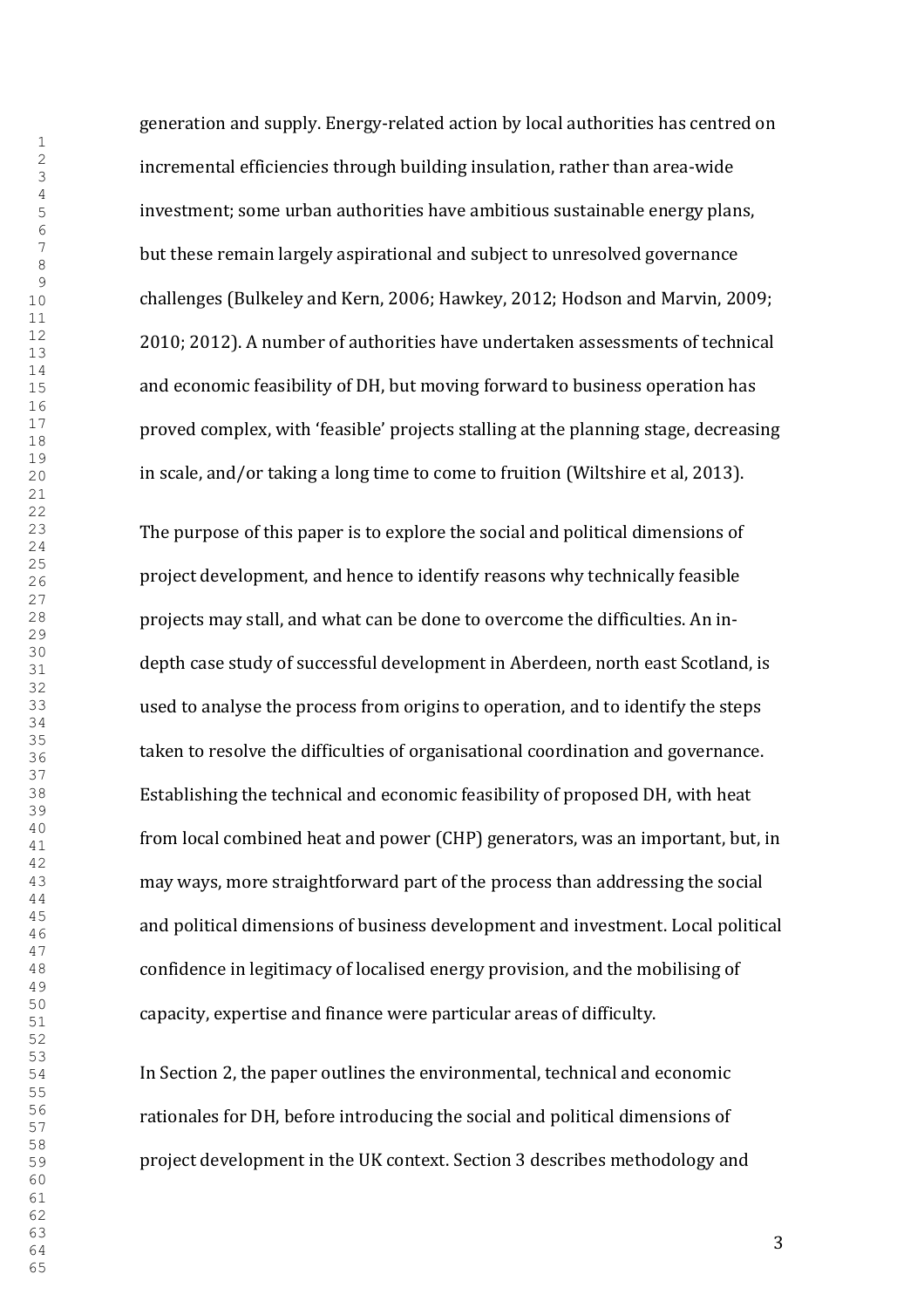generation and supply. Energy-related action by local authorities has centred on incremental efficiencies through building insulation, rather than area-wide investment; some urban authorities have ambitious sustainable energy plans, but these remain largely aspirational and subject to unresolved governance challenges (Bulkeley and Kern, 2006; Hawkey, 2012; Hodson and Marvin, 2009; 2010; 2012). A number of authorities have undertaken assessments of technical and economic feasibility of DH, but moving forward to business operation has proved complex, with 'feasible' projects stalling at the planning stage, decreasing in scale, and/or taking a long time to come to fruition (Wiltshire et al, 2013).

The purpose of this paper is to explore the social and political dimensions of project development, and hence to identify reasons why technically feasible projects may stall, and what can be done to overcome the difficulties. An in-depth case study of successful development in Aberdeen, north east Scotland, is used to analyse the process from origins to operation, and to identify the steps taken to resolve the difficulties of organisational coordination and governance. Establishing the technical and economic feasibility of proposed DH, with heat from local combined heat and power (CHP) generators, was an important, but, in may ways, more straightforward part of the process than addressing the social and political dimensions of business development and investment. Local political confidence in legitimacy of localised energy provision, and the mobilising of capacity, expertise and finance were particular areas of difficulty.

In Section 2, the paper outlines the environmental, technical and economic rationales for DH, before introducing the social and political dimensions of project development in the UK context. Section 3 describes methodology and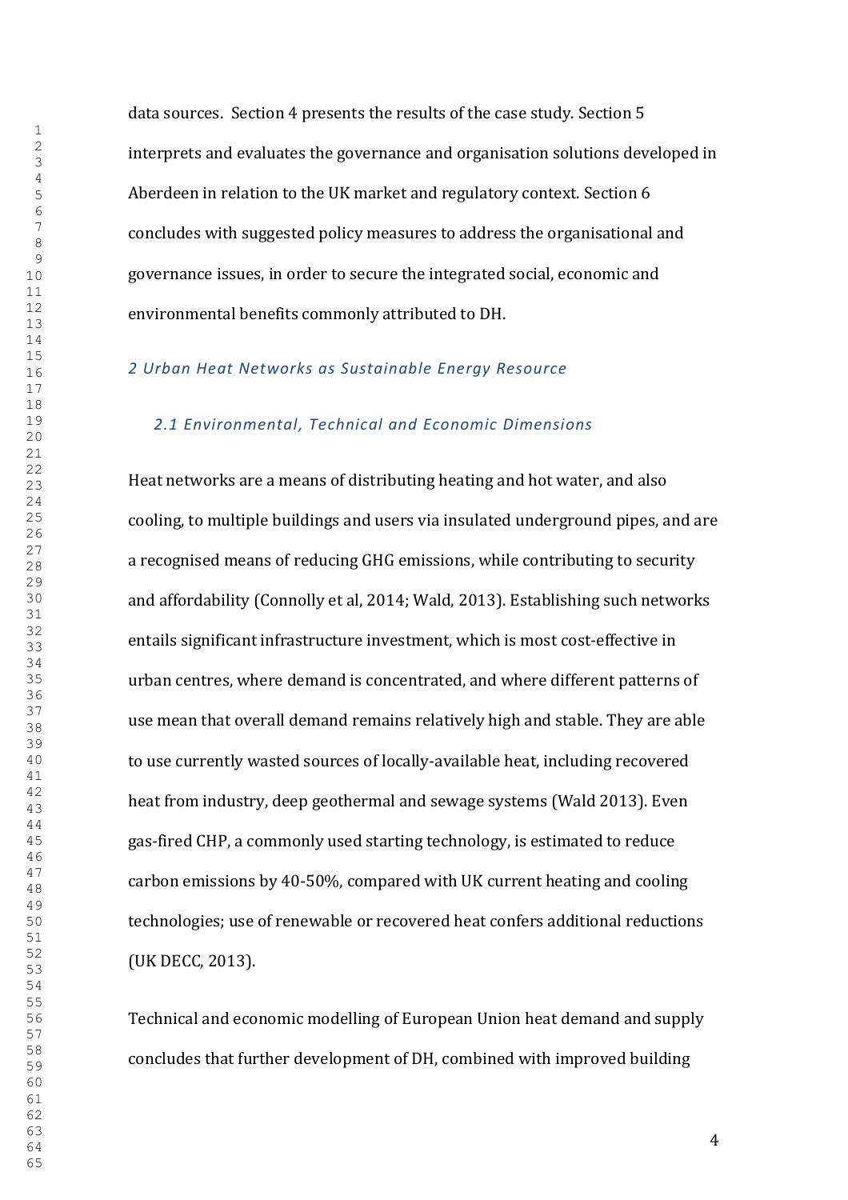data sources. Section 4 presents the results of the case study. Section 5 interprets and evaluates the governance and organisation solutions developed in Aberdeen in relation to the UK market and regulatory context. Section 6 concludes with suggested policy measures to address the organisational and governance issues, in order to secure the integrated social, economic and environmental benefits commonly attributed to DH.

## *2 Urban Heat Networks as Sustainable Energy Resource*

### *2.1 Environmental, Technical and Economic Dimensions*

Heat networks are a means of distributing heating and hot water, and also cooling, to multiple buildings and users via insulated underground pipes, and are a recognised means of reducing GHG emissions, while contributing to security and affordability (Connolly et al, 2014; Wald, 2013). Establishing such networks entails significant infrastructure investment, which is most cost-effective in urban centres, where demand is concentrated, and where different patterns of use mean that overall demand remains relatively high and stable. They are able to use currently wasted sources of locally-available heat, including recovered heat from industry, deep geothermal and sewage systems (Wald 2013). Even gas-fired CHP, a commonly used starting technology, is estimated to reduce carbon emissions by 40-50%, compared with UK current heating and cooling technologies; use of renewable or recovered heat confers additional reductions (UK DECC, 2013).

Technical and economic modelling of European Union heat demand and supply concludes that further development of DH, combined with improved building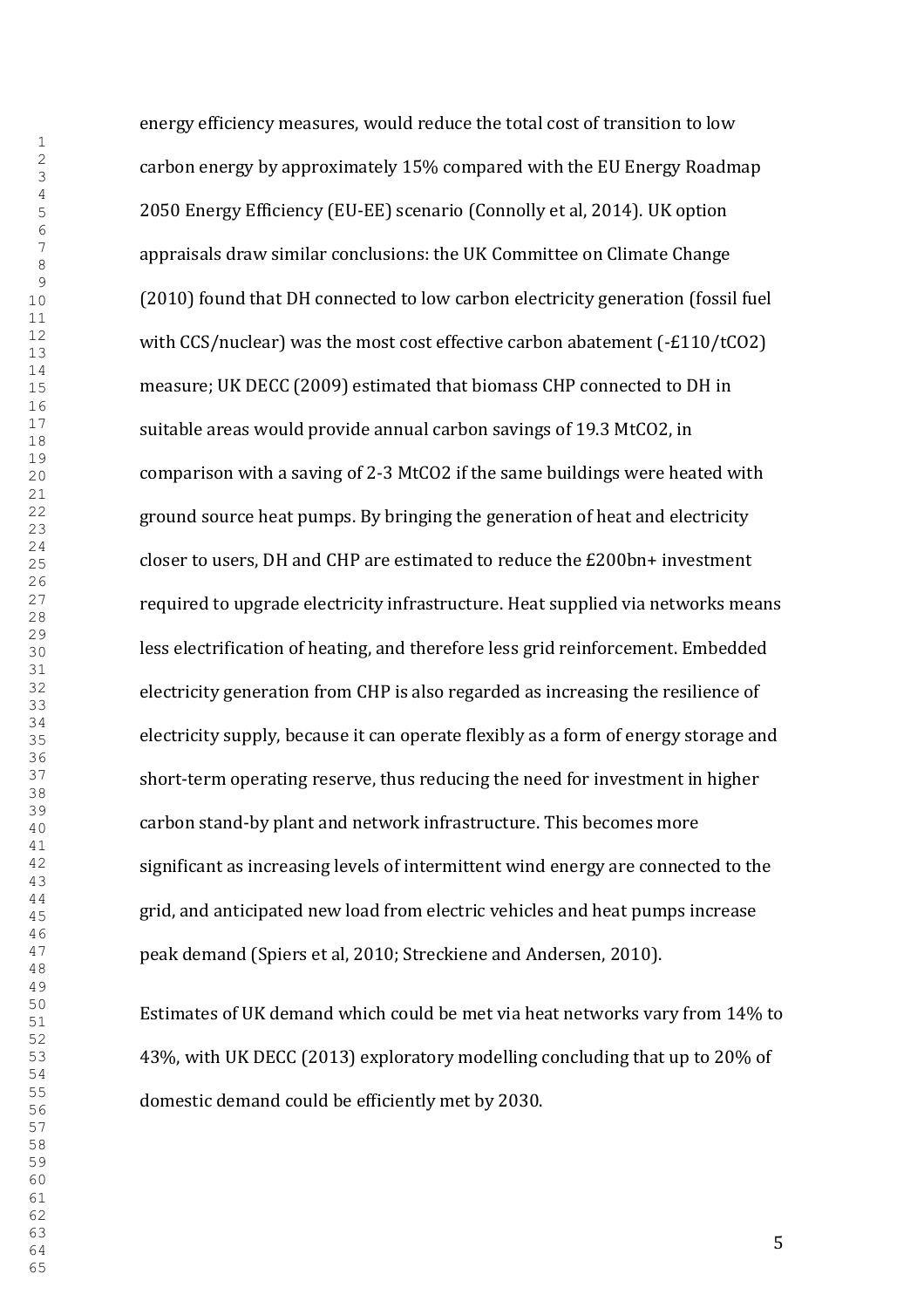energy efficiency measures, would reduce the total cost of transition to low carbon energy by approximately 15% compared with the EU Energy Roadmap 2050 Energy Efficiency (EU-EE) scenario (Connolly et al, 2014). UK option appraisals draw similar conclusions: the UK Committee on Climate Change (2010) found that DH connected to low carbon electricity generation (fossil fuel with CCS/nuclear) was the most cost effective carbon abatement (-£110/t$CO_2$) measure; UK DECC (2009) estimated that biomass CHP connected to DH in suitable areas would provide annual carbon savings of 19.3 Mt$CO_2$, in comparison with a saving of 2-3 Mt$CO_2$ if the same buildings were heated with ground source heat pumps. By bringing the generation of heat and electricity closer to users, DH and CHP are estimated to reduce the £200bn+ investment required to upgrade electricity infrastructure. Heat supplied via networks means less electrification of heating, and therefore less grid reinforcement. Embedded electricity generation from CHP is also regarded as increasing the resilience of electricity supply, because it can operate flexibly as a form of energy storage and short-term operating reserve, thus reducing the need for investment in higher carbon stand-by plant and network infrastructure. This becomes more significant as increasing levels of intermittent wind energy are connected to the grid, and anticipated new load from electric vehicles and heat pumps increase peak demand (Spiers et al, 2010; Streckiene and Andersen, 2010).

Estimates of UK demand which could be met via heat networks vary from 14% to 43%, with UK DECC (2013) exploratory modelling concluding that up to 20% of domestic demand could be efficiently met by 2030.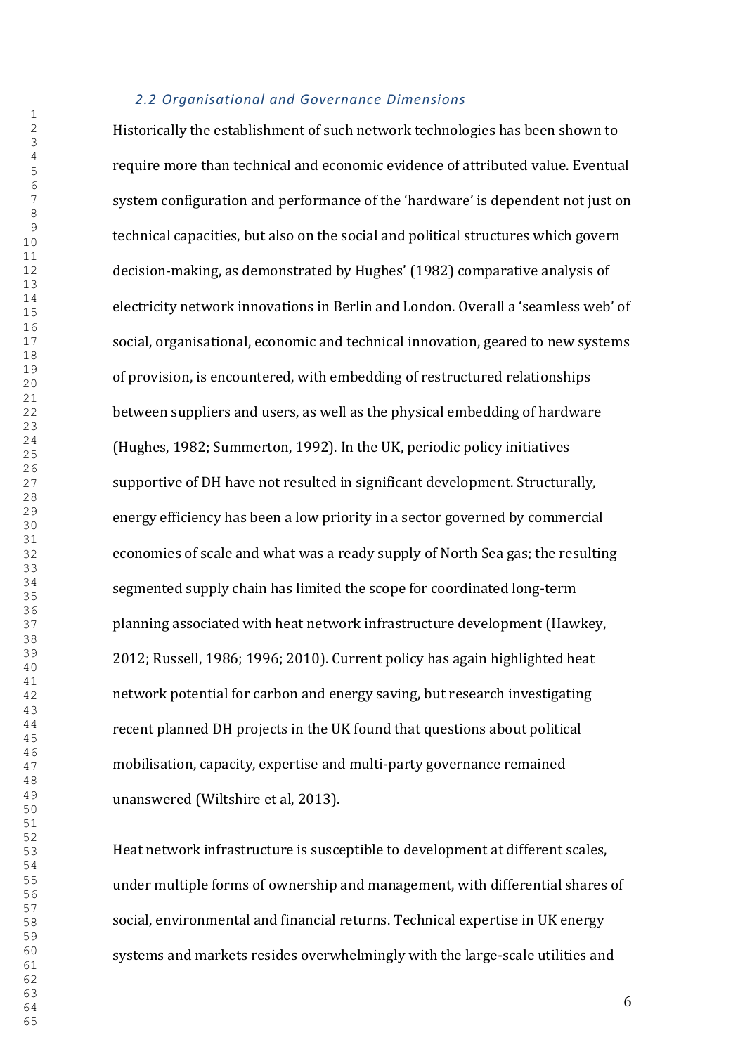### *2.2 Organisational and Governance Dimensions*

Historically the establishment of such network technologies has been shown to require more than technical and economic evidence of attributed value. Eventual system configuration and performance of the 'hardware' is dependent not just on technical capacities, but also on the social and political structures which govern decision-making, as demonstrated by Hughes' (1982) comparative analysis of electricity network innovations in Berlin and London. Overall a 'seamless web' of social, organisational, economic and technical innovation, geared to new systems of provision, is encountered, with embedding of restructured relationships between suppliers and users, as well as the physical embedding of hardware (Hughes, 1982; Summerton, 1992). In the UK, periodic policy initiatives supportive of DH have not resulted in significant development. Structurally, energy efficiency has been a low priority in a sector governed by commercial economies of scale and what was a ready supply of North Sea gas; the resulting segmented supply chain has limited the scope for coordinated long-term planning associated with heat network infrastructure development (Hawkey, 2012; Russell, 1986; 1996; 2010). Current policy has again highlighted heat network potential for carbon and energy saving, but research investigating recent planned DH projects in the UK found that questions about political mobilisation, capacity, expertise and multi-party governance remained unanswered (Wiltshire et al, 2013).

Heat network infrastructure is susceptible to development at different scales, under multiple forms of ownership and management, with differential shares of social, environmental and financial returns. Technical expertise in UK energy systems and markets resides overwhelmingly with the large-scale utilities and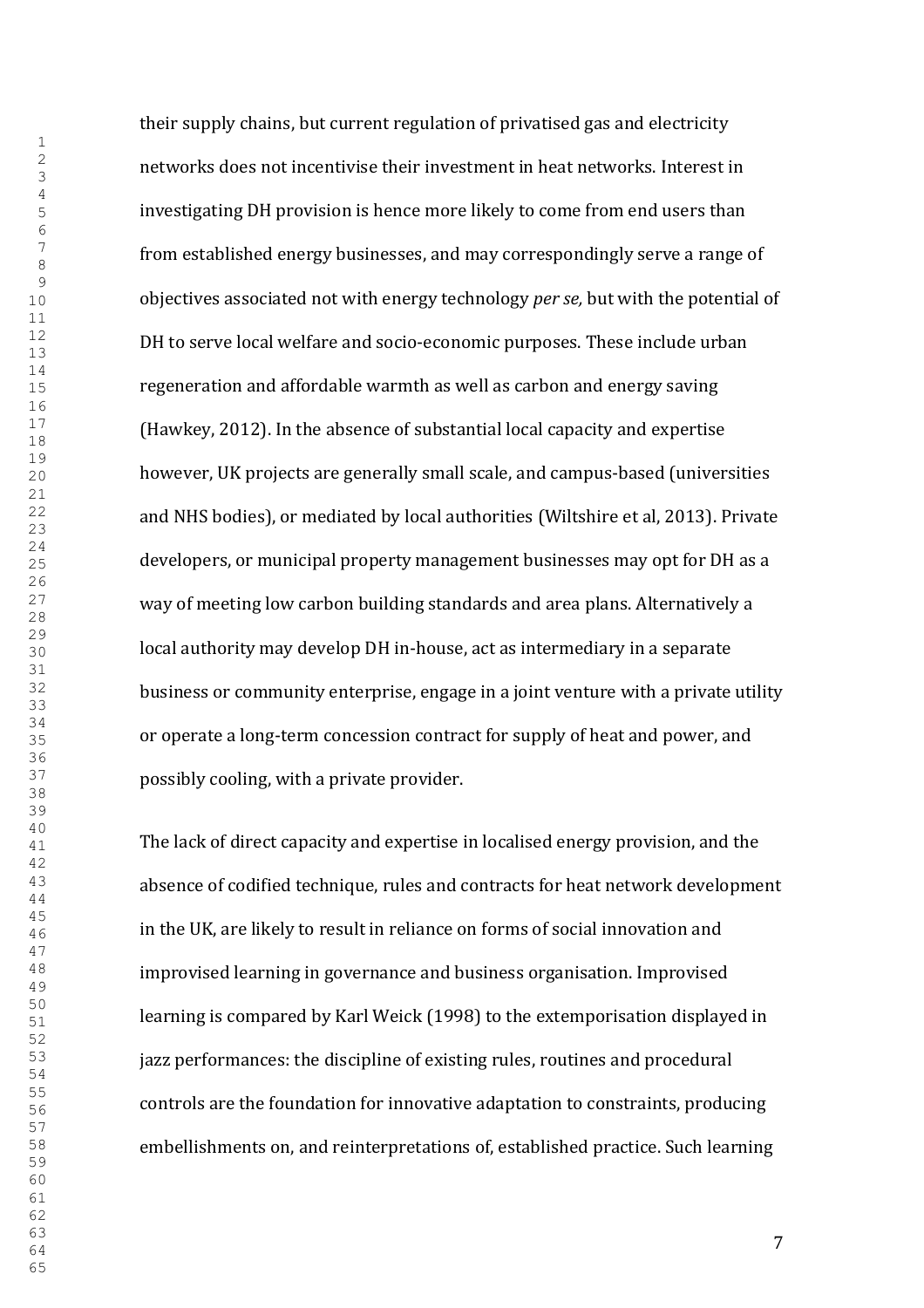their supply chains, but current regulation of privatised gas and electricity networks does not incentivise their investment in heat networks. Interest in investigating DH provision is hence more likely to come from end users than from established energy businesses, and may correspondingly serve a range of objectives associated not with energy technology *per se,* but with the potential of DH to serve local welfare and socio-economic purposes. These include urban regeneration and affordable warmth as well as carbon and energy saving (Hawkey, 2012). In the absence of substantial local capacity and expertise however, UK projects are generally small scale, and campus-based (universities and NHS bodies), or mediated by local authorities (Wiltshire et al, 2013). Private developers, or municipal property management businesses may opt for DH as a way of meeting low carbon building standards and area plans. Alternatively a local authority may develop DH in-house, act as intermediary in a separate business or community enterprise, engage in a joint venture with a private utility or operate a long-term concession contract for supply of heat and power, and possibly cooling, with a private provider.

The lack of direct capacity and expertise in localised energy provision, and the absence of codified technique, rules and contracts for heat network development in the UK, are likely to result in reliance on forms of social innovation and improvised learning in governance and business organisation. Improvised learning is compared by Karl Weick (1998) to the extemporisation displayed in jazz performances: the discipline of existing rules, routines and procedural controls are the foundation for innovative adaptation to constraints, producing embellishments on, and reinterpretations of, established practice. Such learning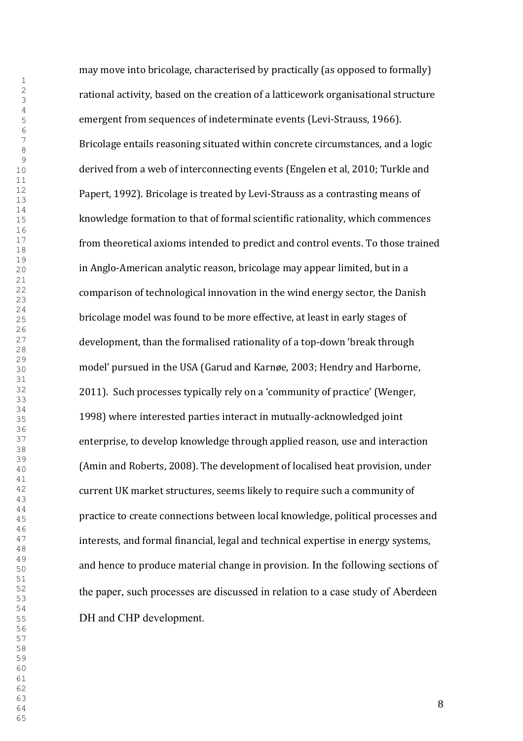may move into bricolage, characterised by practically (as opposed to formally) rational activity, based on the creation of a latticework organisational structure emergent from sequences of indeterminate events (Levi-Strauss, 1966). Bricolage entails reasoning situated within concrete circumstances, and a logic derived from a web of interconnecting events (Engelen et al, 2010; Turkle and Papert, 1992). Bricolage is treated by Levi-Strauss as a contrasting means of knowledge formation to that of formal scientific rationality, which commences from theoretical axioms intended to predict and control events. To those trained in Anglo-American analytic reason, bricolage may appear limited, but in a comparison of technological innovation in the wind energy sector, the Danish bricolage model was found to be more effective, at least in early stages of development, than the formalised rationality of a top-down 'break through model' pursued in the USA (Garud and Karnøe, 2003; Hendry and Harborne, 2011). Such processes typically rely on a 'community of practice' (Wenger, 1998) where interested parties interact in mutually-acknowledged joint enterprise, to develop knowledge through applied reason, use and interaction (Amin and Roberts, 2008). The development of localised heat provision, under current UK market structures, seems likely to require such a community of practice to create connections between local knowledge, political processes and interests, and formal financial, legal and technical expertise in energy systems, and hence to produce material change in provision. In the following sections of the paper, such processes are discussed in relation to a case study of Aberdeen DH and CHP development.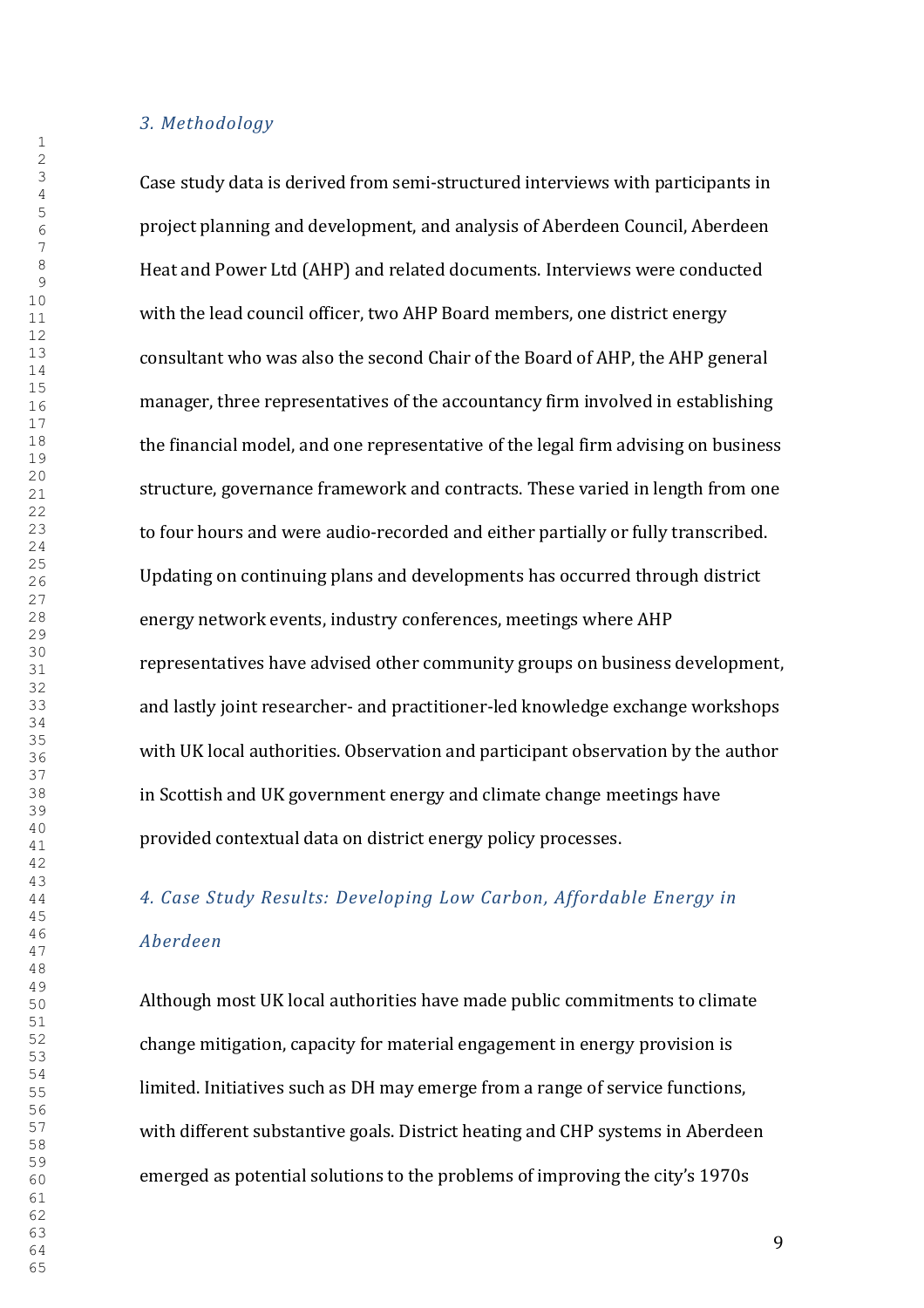## *3. Methodology*

Case study data is derived from semi-structured interviews with participants in project planning and development, and analysis of Aberdeen Council, Aberdeen Heat and Power Ltd (AHP) and related documents. Interviews were conducted with the lead council officer, two AHP Board members, one district energy consultant who was also the second Chair of the Board of AHP, the AHP general manager, three representatives of the accountancy firm involved in establishing the financial model, and one representative of the legal firm advising on business structure, governance framework and contracts. These varied in length from one to four hours and were audio-recorded and either partially or fully transcribed. Updating on continuing plans and developments has occurred through district energy network events, industry conferences, meetings where AHP representatives have advised other community groups on business development, and lastly joint researcher- and practitioner-led knowledge exchange workshops with UK local authorities. Observation and participant observation by the author in Scottish and UK government energy and climate change meetings have provided contextual data on district energy policy processes.

## *4. Case Study Results: Developing Low Carbon, Affordable Energy in Aberdeen*

Although most UK local authorities have made public commitments to climate change mitigation, capacity for material engagement in energy provision is limited. Initiatives such as DH may emerge from a range of service functions, with different substantive goals. District heating and CHP systems in Aberdeen emerged as potential solutions to the problems of improving the city's 1970s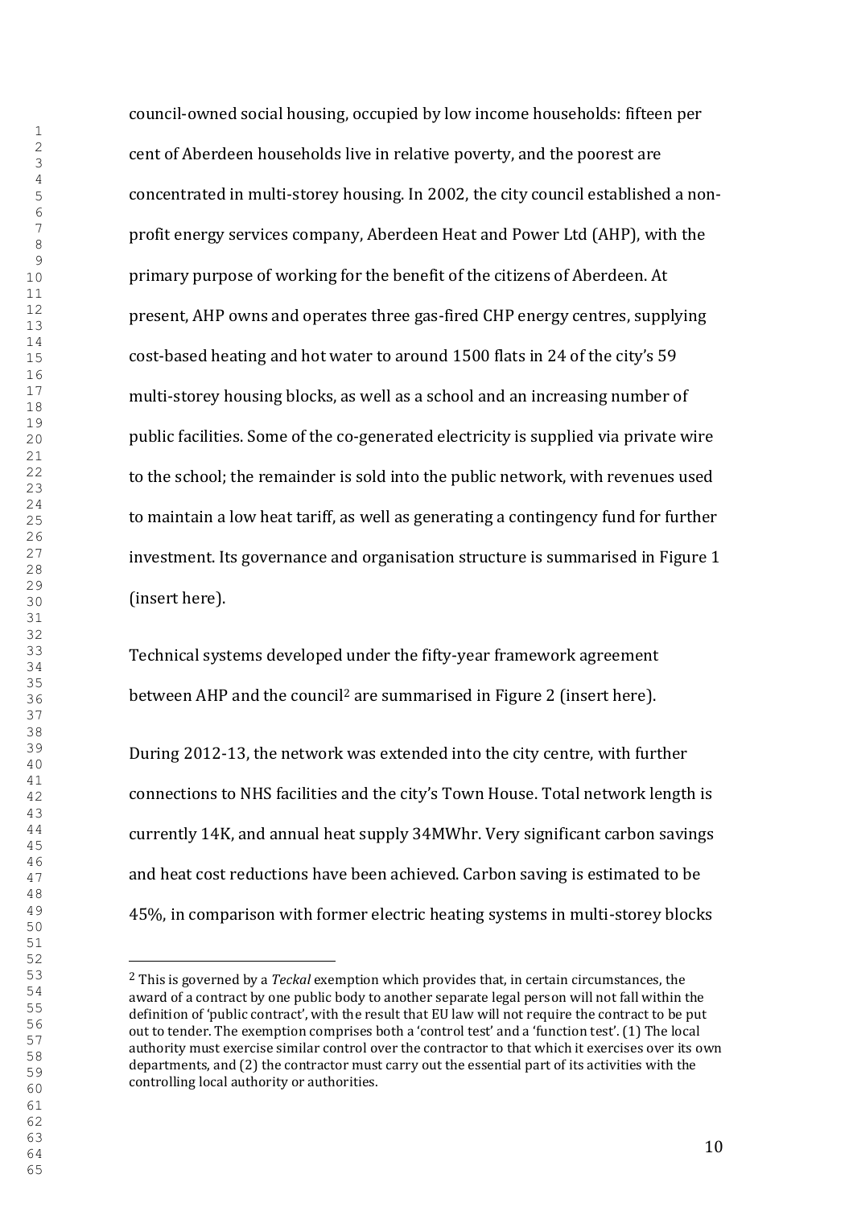council-owned social housing, occupied by low income households: fifteen per cent of Aberdeen households live in relative poverty, and the poorest are concentrated in multi-storey housing. In 2002, the city council established a non-profit energy services company, Aberdeen Heat and Power Ltd (AHP), with the primary purpose of working for the benefit of the citizens of Aberdeen. At present, AHP owns and operates three gas-fired CHP energy centres, supplying cost-based heating and hot water to around 1500 flats in 24 of the city's 59 multi-storey housing blocks, as well as a school and an increasing number of public facilities. Some of the co-generated electricity is supplied via private wire to the school; the remainder is sold into the public network, with revenues used to maintain a low heat tariff, as well as generating a contingency fund for further investment. Its governance and organisation structure is summarised in Figure 1 (insert here).

Technical systems developed under the fifty-year framework agreement between AHP and the council[2] are summarised in Figure 2 (insert here).

During 2012-13, the network was extended into the city centre, with further connections to NHS facilities and the city's Town House. Total network length is currently 14K, and annual heat supply 34MWhr. Very significant carbon savings and heat cost reductions have been achieved. Carbon saving is estimated to be 45%, in comparison with former electric heating systems in multi-storey blocks

---

[2] This is governed by a *Teckal* exemption which provides that, in certain circumstances, the award of a contract by one public body to another separate legal person will not fall within the definition of 'public contract', with the result that EU law will not require the contract to be put out to tender. The exemption comprises both a 'control test' and a 'function test'. (1) The local authority must exercise similar control over the contractor to that which it exercises over its own departments, and (2) the contractor must carry out the essential part of its activities with the controlling local authority or authorities.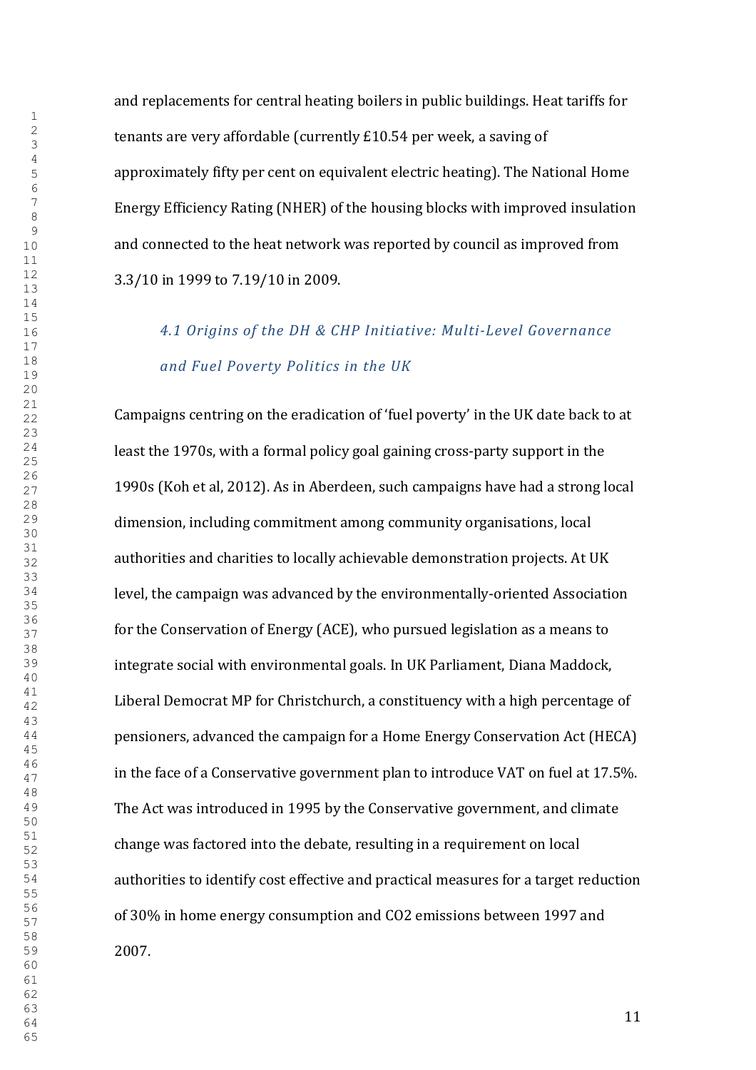and replacements for central heating boilers in public buildings. Heat tariffs for tenants are very affordable (currently £10.54 per week, a saving of approximately fifty per cent on equivalent electric heating). The National Home Energy Efficiency Rating (NHER) of the housing blocks with improved insulation and connected to the heat network was reported by council as improved from 3.3/10 in 1999 to 7.19/10 in 2009.

### *4.1 Origins of the DH & CHP Initiative: Multi-Level Governance and Fuel Poverty Politics in the UK*

Campaigns centring on the eradication of 'fuel poverty' in the UK date back to at least the 1970s, with a formal policy goal gaining cross-party support in the 1990s (Koh et al, 2012). As in Aberdeen, such campaigns have had a strong local dimension, including commitment among community organisations, local authorities and charities to locally achievable demonstration projects. At UK level, the campaign was advanced by the environmentally-oriented Association for the Conservation of Energy (ACE), who pursued legislation as a means to integrate social with environmental goals. In UK Parliament, Diana Maddock, Liberal Democrat MP for Christchurch, a constituency with a high percentage of pensioners, advanced the campaign for a Home Energy Conservation Act (HECA) in the face of a Conservative government plan to introduce VAT on fuel at 17.5%. The Act was introduced in 1995 by the Conservative government, and climate change was factored into the debate, resulting in a requirement on local authorities to identify cost effective and practical measures for a target reduction of 30% in home energy consumption and $CO_2$ emissions between 1997 and 2007.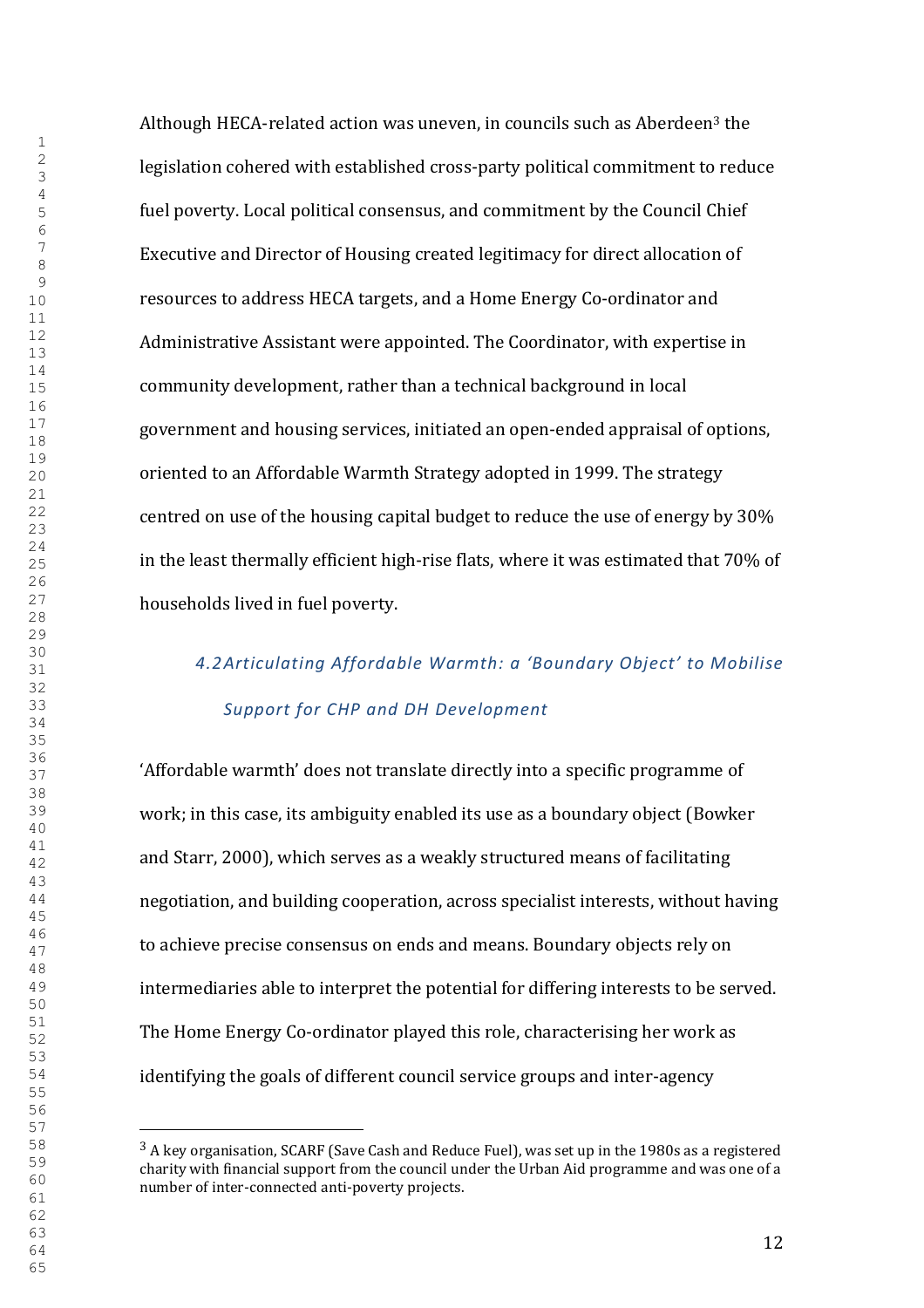Although HECA-related action was uneven, in councils such as Aberdeen[3] the legislation cohered with established cross-party political commitment to reduce fuel poverty. Local political consensus, and commitment by the Council Chief Executive and Director of Housing created legitimacy for direct allocation of resources to address HECA targets, and a Home Energy Co-ordinator and Administrative Assistant were appointed. The Coordinator, with expertise in community development, rather than a technical background in local government and housing services, initiated an open-ended appraisal of options, oriented to an Affordable Warmth Strategy adopted in 1999. The strategy centred on use of the housing capital budget to reduce the use of energy by 30% in the least thermally efficient high-rise flats, where it was estimated that 70% of households lived in fuel poverty.

### *4.2 Articulating Affordable Warmth: a 'Boundary Object' to Mobilise Support for CHP and DH Development*

'Affordable warmth' does not translate directly into a specific programme of work; in this case, its ambiguity enabled its use as a boundary object (Bowker and Starr, 2000), which serves as a weakly structured means of facilitating negotiation, and building cooperation, across specialist interests, without having to achieve precise consensus on ends and means. Boundary objects rely on intermediaries able to interpret the potential for differing interests to be served. The Home Energy Co-ordinator played this role, characterising her work as identifying the goals of different council service groups and inter-agency

[3] A key organisation, SCARF (Save Cash and Reduce Fuel), was set up in the 1980s as a registered charity with financial support from the council under the Urban Aid programme and was one of a number of inter-connected anti-poverty projects.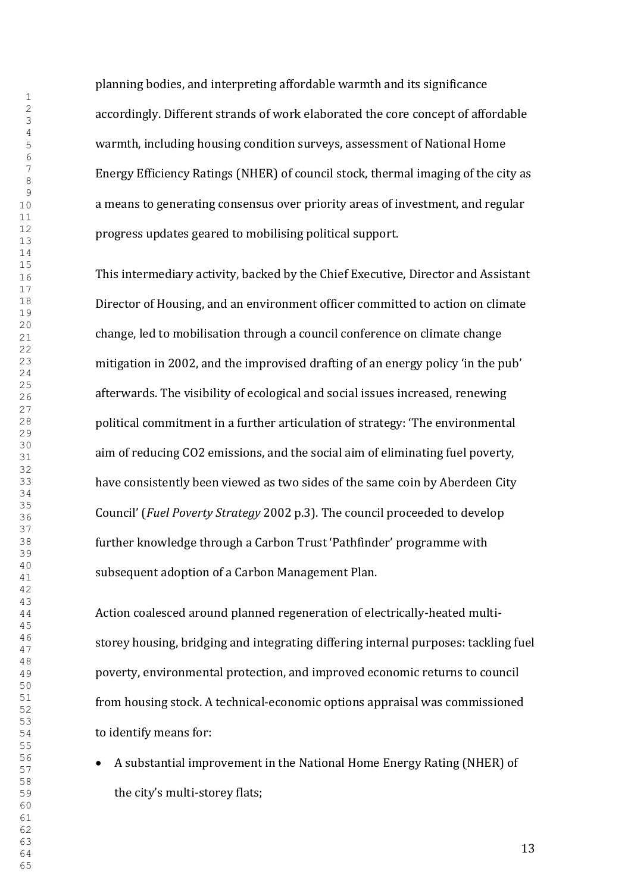planning bodies, and interpreting affordable warmth and its significance accordingly. Different strands of work elaborated the core concept of affordable warmth, including housing condition surveys, assessment of National Home Energy Efficiency Ratings (NHER) of council stock, thermal imaging of the city as a means to generating consensus over priority areas of investment, and regular progress updates geared to mobilising political support.

This intermediary activity, backed by the Chief Executive, Director and Assistant Director of Housing, and an environment officer committed to action on climate change, led to mobilisation through a council conference on climate change mitigation in 2002, and the improvised drafting of an energy policy 'in the pub' afterwards. The visibility of ecological and social issues increased, renewing political commitment in a further articulation of strategy: 'The environmental aim of reducing $CO_2$ emissions, and the social aim of eliminating fuel poverty, have consistently been viewed as two sides of the same coin by Aberdeen City Council' (*Fuel Poverty Strategy* 2002 p.3). The council proceeded to develop further knowledge through a Carbon Trust 'Pathfinder' programme with subsequent adoption of a Carbon Management Plan.

Action coalesced around planned regeneration of electrically-heated multi-storey housing, bridging and integrating differing internal purposes: tackling fuel poverty, environmental protection, and improved economic returns to council from housing stock. A technical-economic options appraisal was commissioned to identify means for:

- A substantial improvement in the National Home Energy Rating (NHER) of the city's multi-storey flats;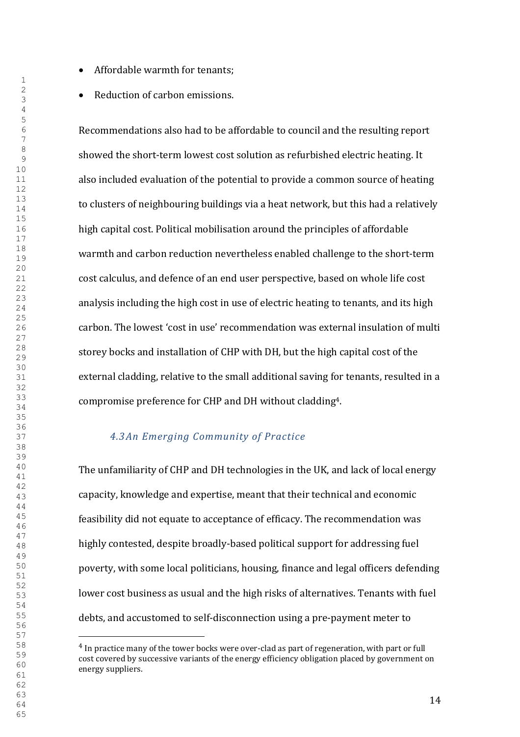- Affordable warmth for tenants;
- Reduction of carbon emissions.

Recommendations also had to be affordable to council and the resulting report showed the short-term lowest cost solution as refurbished electric heating. It also included evaluation of the potential to provide a common source of heating to clusters of neighbouring buildings via a heat network, but this had a relatively high capital cost. Political mobilisation around the principles of affordable warmth and carbon reduction nevertheless enabled challenge to the short-term cost calculus, and defence of an end user perspective, based on whole life cost analysis including the high cost in use of electric heating to tenants, and its high carbon. The lowest 'cost in use' recommendation was external insulation of multi storey bocks and installation of CHP with DH, but the high capital cost of the external cladding, relative to the small additional saving for tenants, resulted in a compromise preference for CHP and DH without cladding[4].

### *4.3 An Emerging Community of Practice*

The unfamiliarity of CHP and DH technologies in the UK, and lack of local energy capacity, knowledge and expertise, meant that their technical and economic feasibility did not equate to acceptance of efficacy. The recommendation was highly contested, despite broadly-based political support for addressing fuel poverty, with some local politicians, housing, finance and legal officers defending lower cost business as usual and the high risks of alternatives. Tenants with fuel debts, and accustomed to self-disconnection using a pre-payment meter to

[4] In practice many of the tower bocks were over-clad as part of regeneration, with part or full cost covered by successive variants of the energy efficiency obligation placed by government on energy suppliers.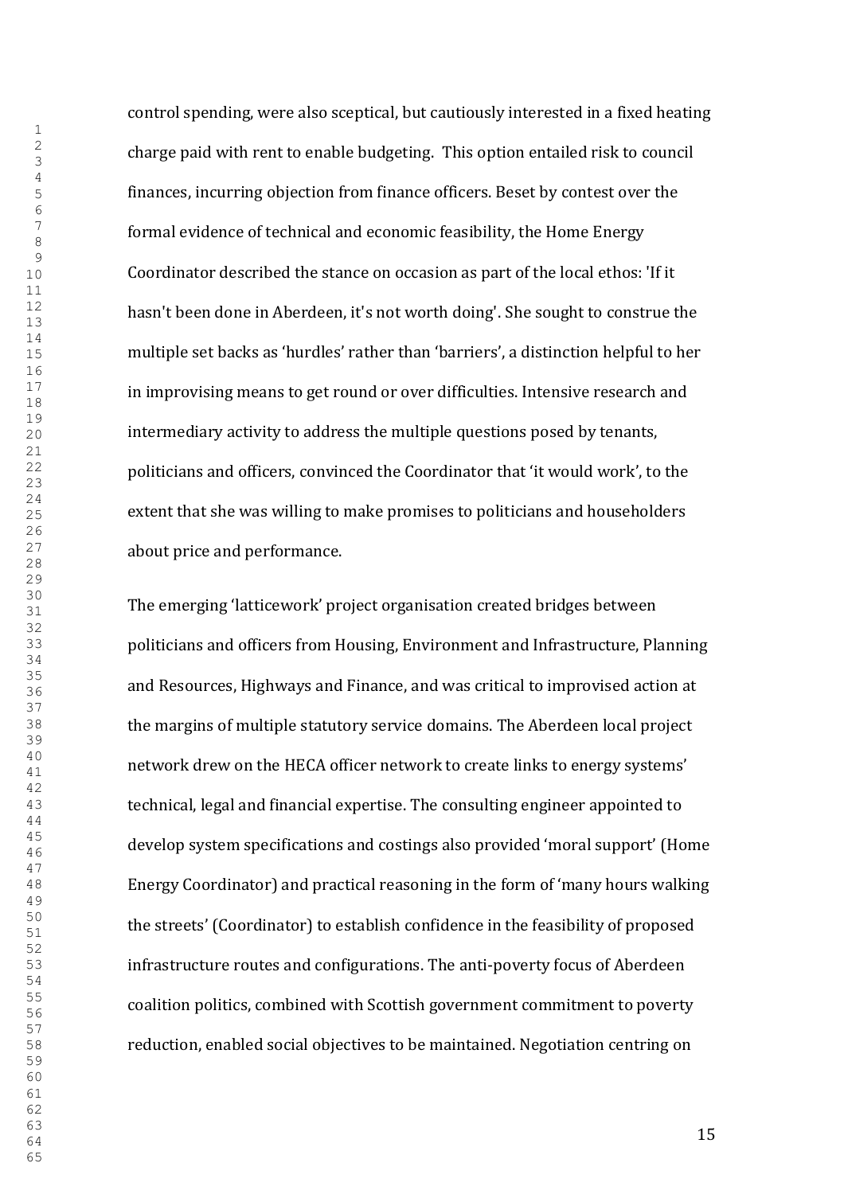control spending, were also sceptical, but cautiously interested in a fixed heating charge paid with rent to enable budgeting. This option entailed risk to council finances, incurring objection from finance officers. Beset by contest over the formal evidence of technical and economic feasibility, the Home Energy Coordinator described the stance on occasion as part of the local ethos: 'If it hasn't been done in Aberdeen, it's not worth doing'. She sought to construe the multiple set backs as 'hurdles' rather than 'barriers', a distinction helpful to her in improvising means to get round or over difficulties. Intensive research and intermediary activity to address the multiple questions posed by tenants, politicians and officers, convinced the Coordinator that 'it would work', to the extent that she was willing to make promises to politicians and householders about price and performance.

The emerging 'latticework' project organisation created bridges between politicians and officers from Housing, Environment and Infrastructure, Planning and Resources, Highways and Finance, and was critical to improvised action at the margins of multiple statutory service domains. The Aberdeen local project network drew on the HECA officer network to create links to energy systems' technical, legal and financial expertise. The consulting engineer appointed to develop system specifications and costings also provided 'moral support' (Home Energy Coordinator) and practical reasoning in the form of 'many hours walking the streets' (Coordinator) to establish confidence in the feasibility of proposed infrastructure routes and configurations. The anti-poverty focus of Aberdeen coalition politics, combined with Scottish government commitment to poverty reduction, enabled social objectives to be maintained. Negotiation centring on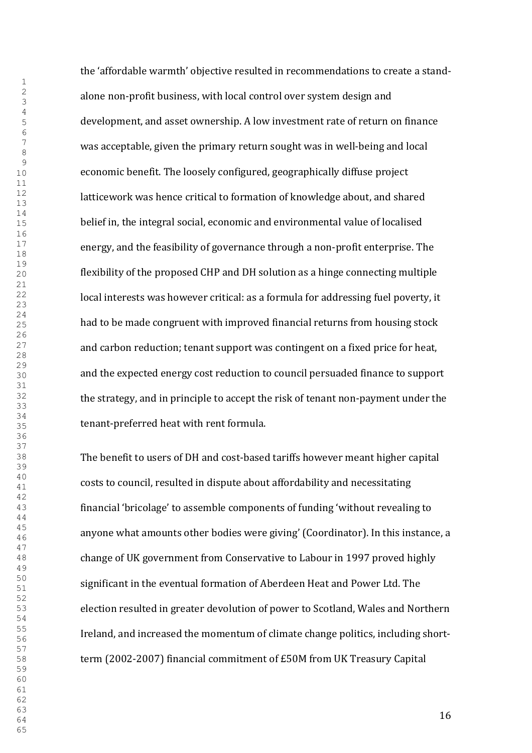the 'affordable warmth' objective resulted in recommendations to create a stand-alone non-profit business, with local control over system design and development, and asset ownership. A low investment rate of return on finance was acceptable, given the primary return sought was in well-being and local economic benefit. The loosely configured, geographically diffuse project latticework was hence critical to formation of knowledge about, and shared belief in, the integral social, economic and environmental value of localised energy, and the feasibility of governance through a non-profit enterprise. The flexibility of the proposed CHP and DH solution as a hinge connecting multiple local interests was however critical: as a formula for addressing fuel poverty, it had to be made congruent with improved financial returns from housing stock and carbon reduction; tenant support was contingent on a fixed price for heat, and the expected energy cost reduction to council persuaded finance to support the strategy, and in principle to accept the risk of tenant non-payment under the tenant-preferred heat with rent formula.

The benefit to users of DH and cost-based tariffs however meant higher capital costs to council, resulted in dispute about affordability and necessitating financial 'bricolage' to assemble components of funding 'without revealing to anyone what amounts other bodies were giving' (Coordinator). In this instance, a change of UK government from Conservative to Labour in 1997 proved highly significant in the eventual formation of Aberdeen Heat and Power Ltd. The election resulted in greater devolution of power to Scotland, Wales and Northern Ireland, and increased the momentum of climate change politics, including short-term (2002-2007) financial commitment of £50M from UK Treasury Capital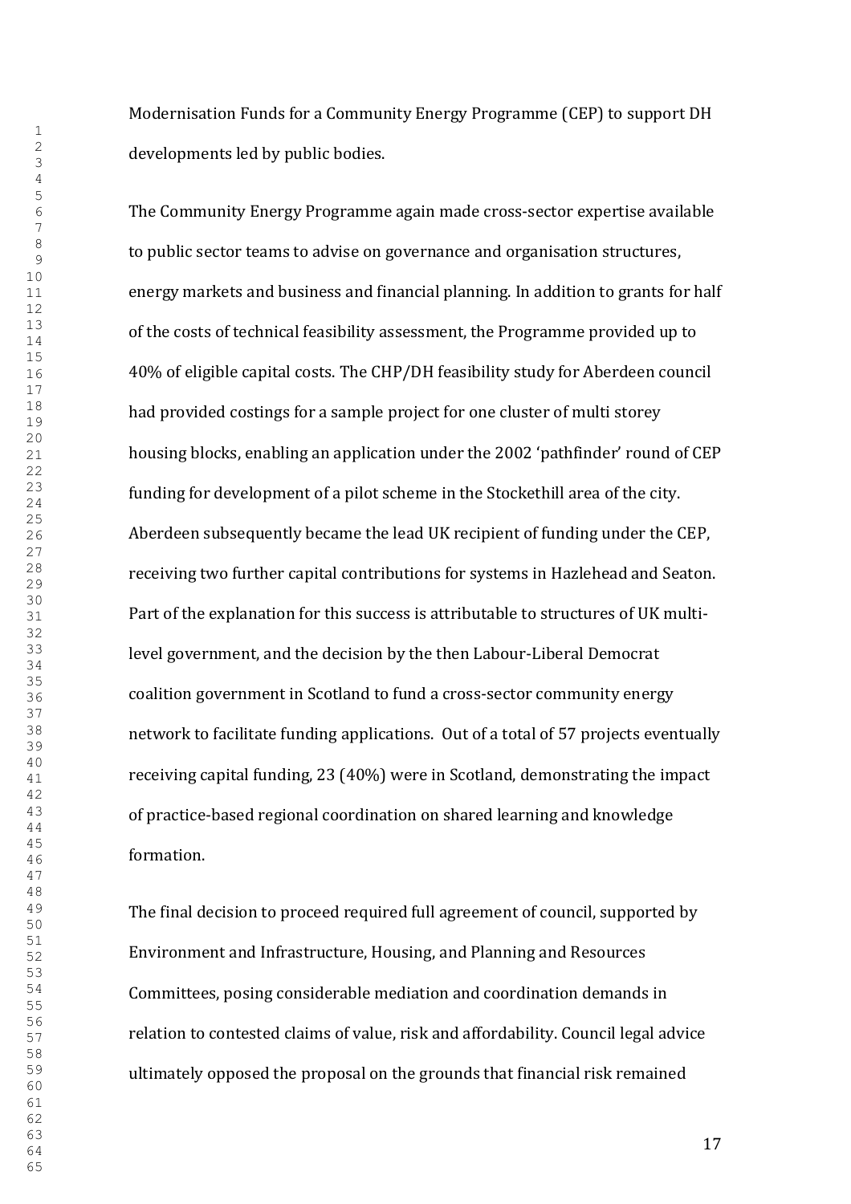Modernisation Funds for a Community Energy Programme (CEP) to support DH developments led by public bodies.

The Community Energy Programme again made cross-sector expertise available to public sector teams to advise on governance and organisation structures, energy markets and business and financial planning. In addition to grants for half of the costs of technical feasibility assessment, the Programme provided up to 40% of eligible capital costs. The CHP/DH feasibility study for Aberdeen council had provided costings for a sample project for one cluster of multi storey housing blocks, enabling an application under the 2002 'pathfinder' round of CEP funding for development of a pilot scheme in the Stockethill area of the city. Aberdeen subsequently became the lead UK recipient of funding under the CEP, receiving two further capital contributions for systems in Hazlehead and Seaton. Part of the explanation for this success is attributable to structures of UK multi-level government, and the decision by the then Labour-Liberal Democrat coalition government in Scotland to fund a cross-sector community energy network to facilitate funding applications. Out of a total of 57 projects eventually receiving capital funding, 23 (40%) were in Scotland, demonstrating the impact of practice-based regional coordination on shared learning and knowledge formation.

The final decision to proceed required full agreement of council, supported by Environment and Infrastructure, Housing, and Planning and Resources Committees, posing considerable mediation and coordination demands in relation to contested claims of value, risk and affordability. Council legal advice ultimately opposed the proposal on the grounds that financial risk remained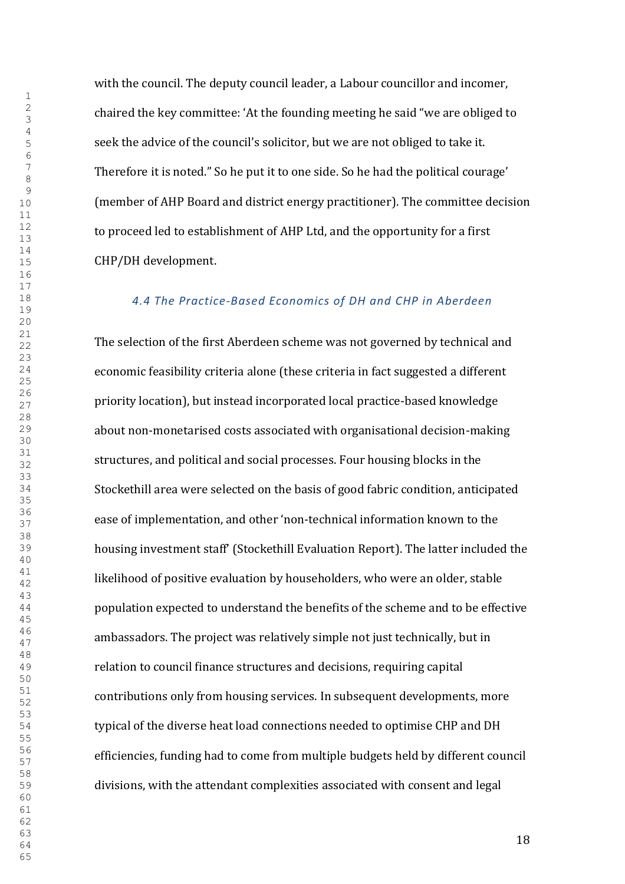with the council. The deputy council leader, a Labour councillor and incomer, chaired the key committee: 'At the founding meeting he said "we are obliged to seek the advice of the council's solicitor, but we are not obliged to take it. Therefore it is noted." So he put it to one side. So he had the political courage' (member of AHP Board and district energy practitioner). The committee decision to proceed led to establishment of AHP Ltd, and the opportunity for a first CHP/DH development.

### *4.4 The Practice-Based Economics of DH and CHP in Aberdeen*

The selection of the first Aberdeen scheme was not governed by technical and economic feasibility criteria alone (these criteria in fact suggested a different priority location), but instead incorporated local practice-based knowledge about non-monetarised costs associated with organisational decision-making structures, and political and social processes. Four housing blocks in the Stockethill area were selected on the basis of good fabric condition, anticipated ease of implementation, and other 'non-technical information known to the housing investment staff' (Stockethill Evaluation Report). The latter included the likelihood of positive evaluation by householders, who were an older, stable population expected to understand the benefits of the scheme and to be effective ambassadors. The project was relatively simple not just technically, but in relation to council finance structures and decisions, requiring capital contributions only from housing services. In subsequent developments, more typical of the diverse heat load connections needed to optimise CHP and DH efficiencies, funding had to come from multiple budgets held by different council divisions, with the attendant complexities associated with consent and legal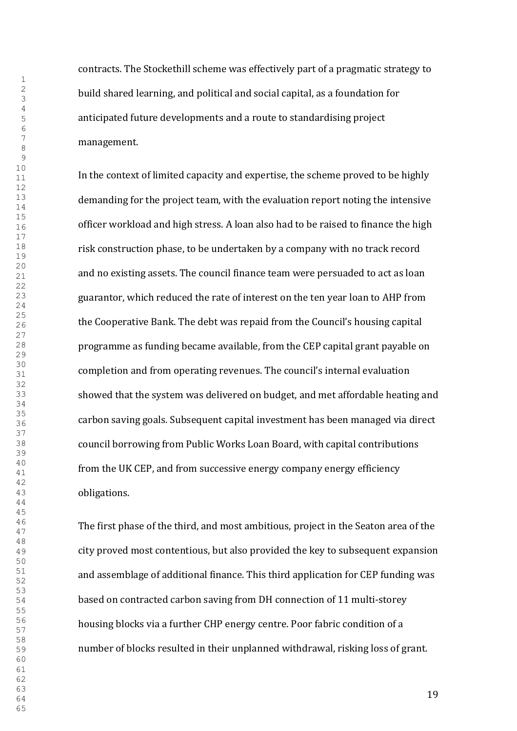contracts. The Stockethill scheme was effectively part of a pragmatic strategy to build shared learning, and political and social capital, as a foundation for anticipated future developments and a route to standardising project management.

In the context of limited capacity and expertise, the scheme proved to be highly demanding for the project team, with the evaluation report noting the intensive officer workload and high stress. A loan also had to be raised to finance the high risk construction phase, to be undertaken by a company with no track record and no existing assets. The council finance team were persuaded to act as loan guarantor, which reduced the rate of interest on the ten year loan to AHP from the Cooperative Bank. The debt was repaid from the Council's housing capital programme as funding became available, from the CEP capital grant payable on completion and from operating revenues. The council's internal evaluation showed that the system was delivered on budget, and met affordable heating and carbon saving goals. Subsequent capital investment has been managed via direct council borrowing from Public Works Loan Board, with capital contributions from the UK CEP, and from successive energy company energy efficiency obligations.

The first phase of the third, and most ambitious, project in the Seaton area of the city proved most contentious, but also provided the key to subsequent expansion and assemblage of additional finance. This third application for CEP funding was based on contracted carbon saving from DH connection of 11 multi-storey housing blocks via a further CHP energy centre. Poor fabric condition of a number of blocks resulted in their unplanned withdrawal, risking loss of grant.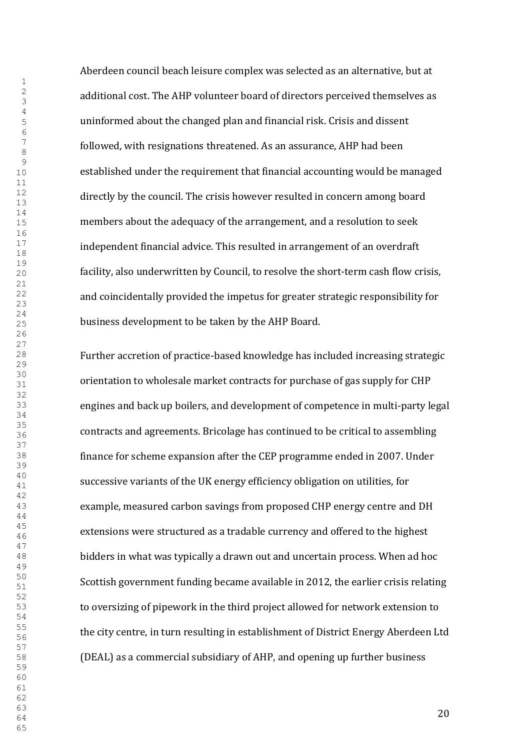Aberdeen council beach leisure complex was selected as an alternative, but at additional cost. The AHP volunteer board of directors perceived themselves as uninformed about the changed plan and financial risk. Crisis and dissent followed, with resignations threatened. As an assurance, AHP had been established under the requirement that financial accounting would be managed directly by the council. The crisis however resulted in concern among board members about the adequacy of the arrangement, and a resolution to seek independent financial advice. This resulted in arrangement of an overdraft facility, also underwritten by Council, to resolve the short-term cash flow crisis, and coincidentally provided the impetus for greater strategic responsibility for business development to be taken by the AHP Board.

Further accretion of practice-based knowledge has included increasing strategic orientation to wholesale market contracts for purchase of gas supply for CHP engines and back up boilers, and development of competence in multi-party legal contracts and agreements. Bricolage has continued to be critical to assembling finance for scheme expansion after the CEP programme ended in 2007. Under successive variants of the UK energy efficiency obligation on utilities, for example, measured carbon savings from proposed CHP energy centre and DH extensions were structured as a tradable currency and offered to the highest bidders in what was typically a drawn out and uncertain process. When ad hoc Scottish government funding became available in 2012, the earlier crisis relating to oversizing of pipework in the third project allowed for network extension to the city centre, in turn resulting in establishment of District Energy Aberdeen Ltd (DEAL) as a commercial subsidiary of AHP, and opening up further business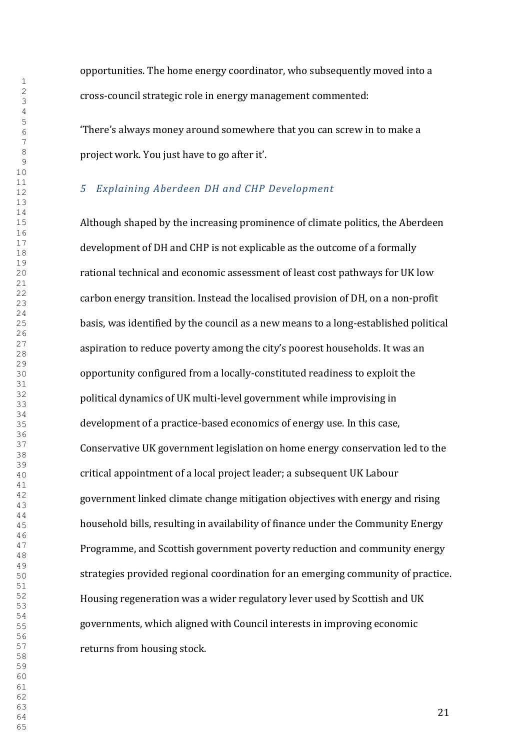opportunities. The home energy coordinator, who subsequently moved into a cross-council strategic role in energy management commented:

'There's always money around somewhere that you can screw in to make a project work. You just have to go after it'.

## *5 Explaining Aberdeen DH and CHP Development*

Although shaped by the increasing prominence of climate politics, the Aberdeen development of DH and CHP is not explicable as the outcome of a formally rational technical and economic assessment of least cost pathways for UK low carbon energy transition. Instead the localised provision of DH, on a non-profit basis, was identified by the council as a new means to a long-established political aspiration to reduce poverty among the city's poorest households. It was an opportunity configured from a locally-constituted readiness to exploit the political dynamics of UK multi-level government while improvising in development of a practice-based economics of energy use. In this case, Conservative UK government legislation on home energy conservation led to the critical appointment of a local project leader; a subsequent UK Labour government linked climate change mitigation objectives with energy and rising household bills, resulting in availability of finance under the Community Energy Programme, and Scottish government poverty reduction and community energy strategies provided regional coordination for an emerging community of practice. Housing regeneration was a wider regulatory lever used by Scottish and UK governments, which aligned with Council interests in improving economic returns from housing stock.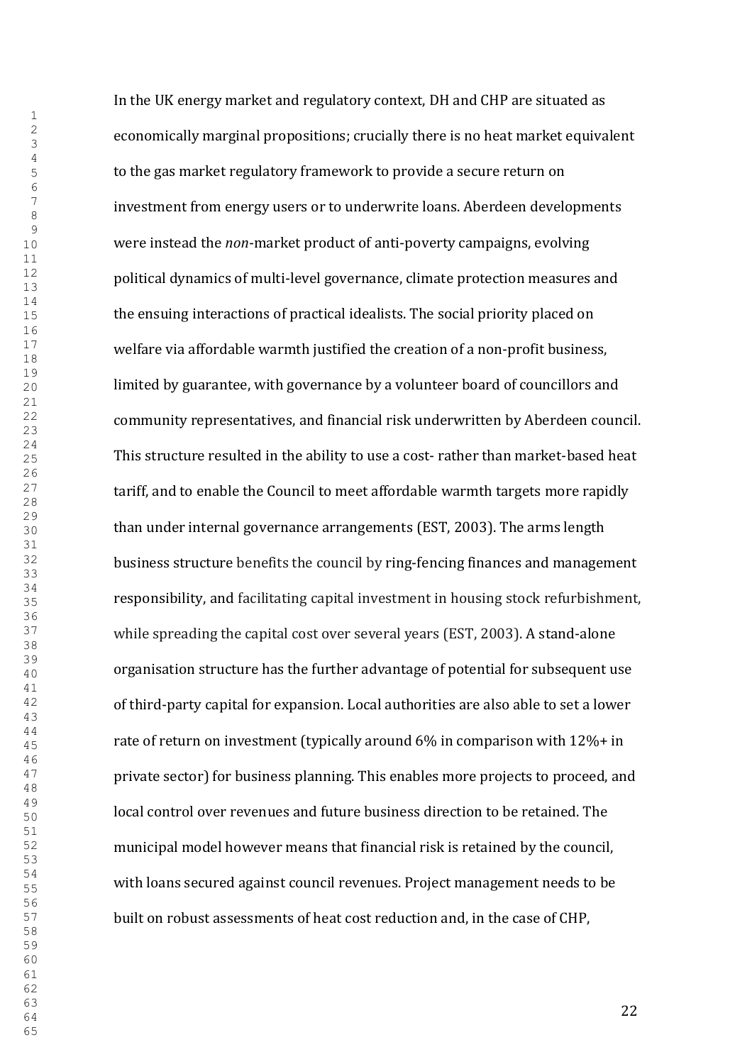In the UK energy market and regulatory context, DH and CHP are situated as economically marginal propositions; crucially there is no heat market equivalent to the gas market regulatory framework to provide a secure return on investment from energy users or to underwrite loans. Aberdeen developments were instead the *non*-market product of anti-poverty campaigns, evolving political dynamics of multi-level governance, climate protection measures and the ensuing interactions of practical idealists. The social priority placed on welfare via affordable warmth justified the creation of a non-profit business, limited by guarantee, with governance by a volunteer board of councillors and community representatives, and financial risk underwritten by Aberdeen council. This structure resulted in the ability to use a cost- rather than market-based heat tariff, and to enable the Council to meet affordable warmth targets more rapidly than under internal governance arrangements (EST, 2003). The arms length business structure benefits the council by ring-fencing finances and management responsibility, and facilitating capital investment in housing stock refurbishment, while spreading the capital cost over several years (EST, 2003). A stand-alone organisation structure has the further advantage of potential for subsequent use of third-party capital for expansion. Local authorities are also able to set a lower rate of return on investment (typically around 6% in comparison with 12%+ in private sector) for business planning. This enables more projects to proceed, and local control over revenues and future business direction to be retained. The municipal model however means that financial risk is retained by the council, with loans secured against council revenues. Project management needs to be built on robust assessments of heat cost reduction and, in the case of CHP,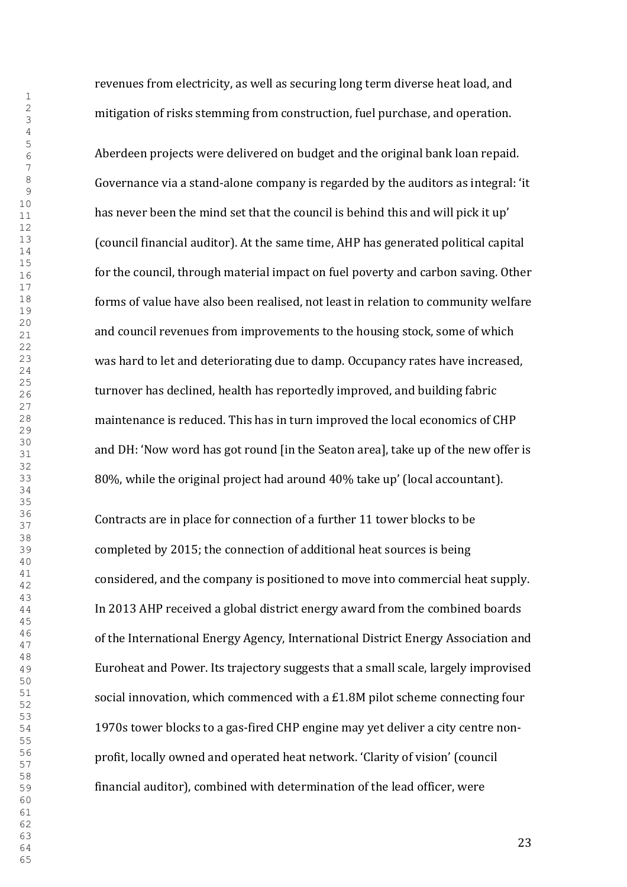revenues from electricity, as well as securing long term diverse heat load, and mitigation of risks stemming from construction, fuel purchase, and operation.

Aberdeen projects were delivered on budget and the original bank loan repaid. Governance via a stand-alone company is regarded by the auditors as integral: 'it has never been the mind set that the council is behind this and will pick it up' (council financial auditor). At the same time, AHP has generated political capital for the council, through material impact on fuel poverty and carbon saving. Other forms of value have also been realised, not least in relation to community welfare and council revenues from improvements to the housing stock, some of which was hard to let and deteriorating due to damp. Occupancy rates have increased, turnover has declined, health has reportedly improved, and building fabric maintenance is reduced. This has in turn improved the local economics of CHP and DH: 'Now word has got round [in the Seaton area], take up of the new offer is 80%, while the original project had around 40% take up' (local accountant).

Contracts are in place for connection of a further 11 tower blocks to be completed by 2015; the connection of additional heat sources is being considered, and the company is positioned to move into commercial heat supply. In 2013 AHP received a global district energy award from the combined boards of the International Energy Agency, International District Energy Association and Euroheat and Power. Its trajectory suggests that a small scale, largely improvised social innovation, which commenced with a £1.8M pilot scheme connecting four 1970s tower blocks to a gas-fired CHP engine may yet deliver a city centre non-profit, locally owned and operated heat network. 'Clarity of vision' (council financial auditor), combined with determination of the lead officer, were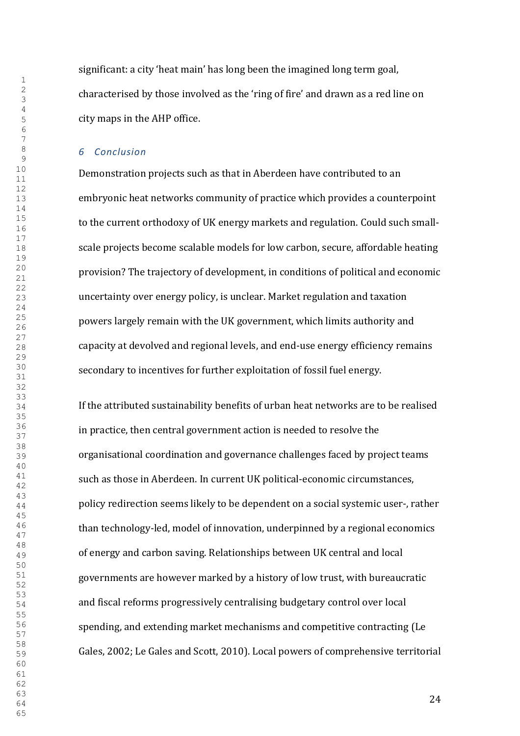significant: a city 'heat main' has long been the imagined long term goal, characterised by those involved as the 'ring of fire' and drawn as a red line on city maps in the AHP office.

## 6 *Conclusion*

Demonstration projects such as that in Aberdeen have contributed to an embryonic heat networks community of practice which provides a counterpoint to the current orthodoxy of UK energy markets and regulation. Could such small-scale projects become scalable models for low carbon, secure, affordable heating provision? The trajectory of development, in conditions of political and economic uncertainty over energy policy, is unclear. Market regulation and taxation powers largely remain with the UK government, which limits authority and capacity at devolved and regional levels, and end-use energy efficiency remains secondary to incentives for further exploitation of fossil fuel energy.

If the attributed sustainability benefits of urban heat networks are to be realised in practice, then central government action is needed to resolve the organisational coordination and governance challenges faced by project teams such as those in Aberdeen. In current UK political-economic circumstances, policy redirection seems likely to be dependent on a social systemic user-, rather than technology-led, model of innovation, underpinned by a regional economics of energy and carbon saving. Relationships between UK central and local governments are however marked by a history of low trust, with bureaucratic and fiscal reforms progressively centralising budgetary control over local spending, and extending market mechanisms and competitive contracting (Le Gales, 2002; Le Gales and Scott, 2010). Local powers of comprehensive territorial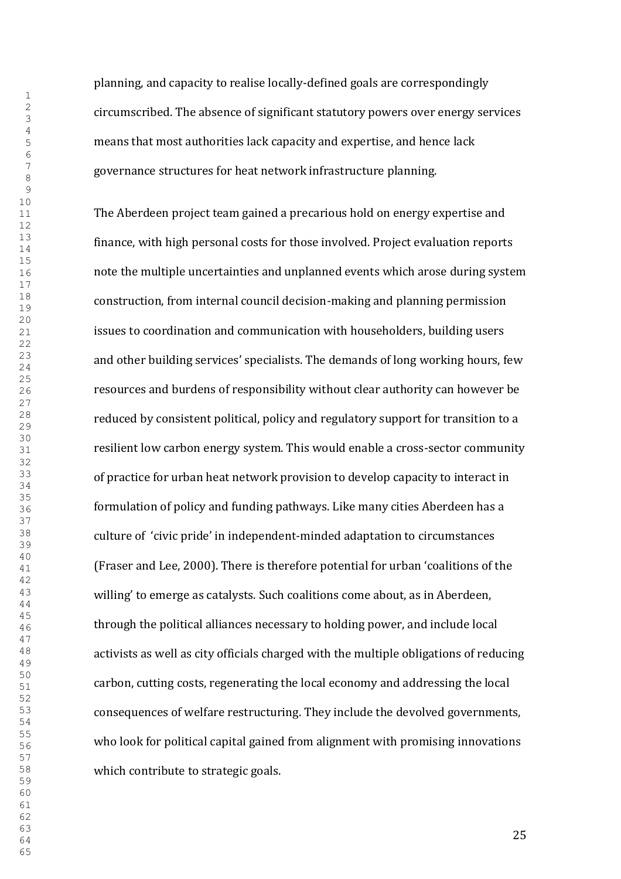planning, and capacity to realise locally-defined goals are correspondingly circumscribed. The absence of significant statutory powers over energy services means that most authorities lack capacity and expertise, and hence lack governance structures for heat network infrastructure planning.

The Aberdeen project team gained a precarious hold on energy expertise and finance, with high personal costs for those involved. Project evaluation reports note the multiple uncertainties and unplanned events which arose during system construction, from internal council decision-making and planning permission issues to coordination and communication with householders, building users and other building services' specialists. The demands of long working hours, few resources and burdens of responsibility without clear authority can however be reduced by consistent political, policy and regulatory support for transition to a resilient low carbon energy system. This would enable a cross-sector community of practice for urban heat network provision to develop capacity to interact in formulation of policy and funding pathways. Like many cities Aberdeen has a culture of 'civic pride' in independent-minded adaptation to circumstances (Fraser and Lee, 2000). There is therefore potential for urban 'coalitions of the willing' to emerge as catalysts. Such coalitions come about, as in Aberdeen, through the political alliances necessary to holding power, and include local activists as well as city officials charged with the multiple obligations of reducing carbon, cutting costs, regenerating the local economy and addressing the local consequences of welfare restructuring. They include the devolved governments, who look for political capital gained from alignment with promising innovations which contribute to strategic goals.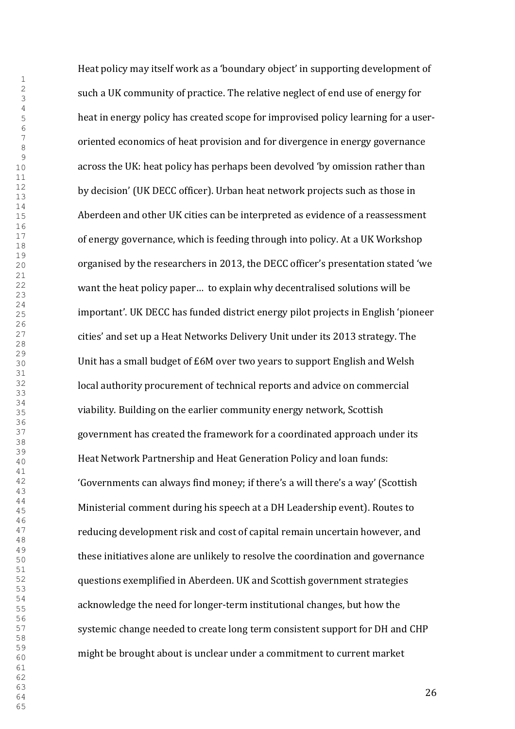Heat policy may itself work as a 'boundary object' in supporting development of such a UK community of practice. The relative neglect of end use of energy for heat in energy policy has created scope for improvised policy learning for a user-oriented economics of heat provision and for divergence in energy governance across the UK: heat policy has perhaps been devolved 'by omission rather than by decision' (UK DECC officer). Urban heat network projects such as those in Aberdeen and other UK cities can be interpreted as evidence of a reassessment of energy governance, which is feeding through into policy. At a UK Workshop organised by the researchers in 2013, the DECC officer's presentation stated 'we want the heat policy paper… to explain why decentralised solutions will be important'. UK DECC has funded district energy pilot projects in English 'pioneer cities' and set up a Heat Networks Delivery Unit under its 2013 strategy. The Unit has a small budget of £6M over two years to support English and Welsh local authority procurement of technical reports and advice on commercial viability. Building on the earlier community energy network, Scottish government has created the framework for a coordinated approach under its Heat Network Partnership and Heat Generation Policy and loan funds: 'Governments can always find money; if there's a will there's a way' (Scottish Ministerial comment during his speech at a DH Leadership event). Routes to reducing development risk and cost of capital remain uncertain however, and these initiatives alone are unlikely to resolve the coordination and governance questions exemplified in Aberdeen. UK and Scottish government strategies acknowledge the need for longer-term institutional changes, but how the systemic change needed to create long term consistent support for DH and CHP might be brought about is unclear under a commitment to current market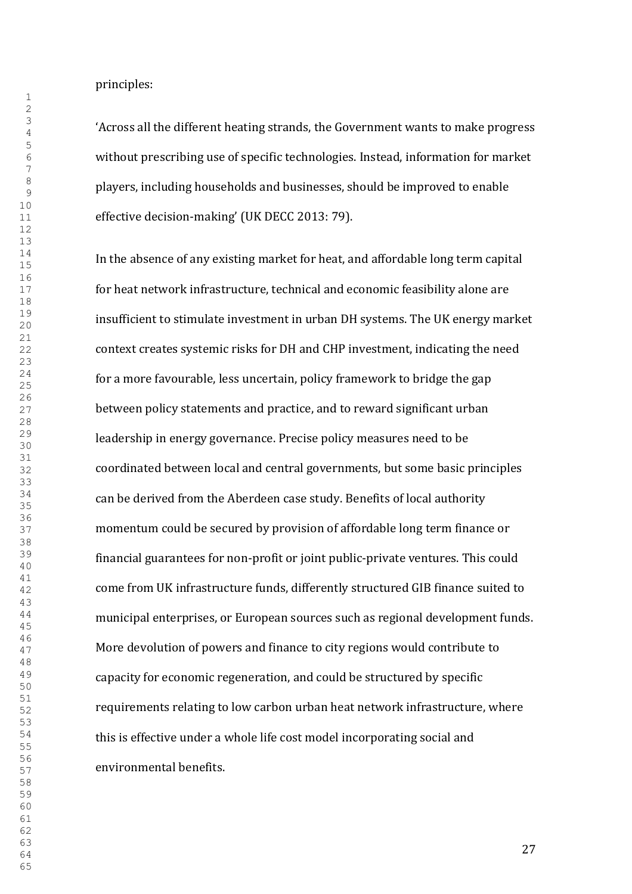principles:

'Across all the different heating strands, the Government wants to make progress without prescribing use of specific technologies. Instead, information for market players, including households and businesses, should be improved to enable effective decision-making' (UK DECC 2013: 79).

In the absence of any existing market for heat, and affordable long term capital for heat network infrastructure, technical and economic feasibility alone are insufficient to stimulate investment in urban DH systems. The UK energy market context creates systemic risks for DH and CHP investment, indicating the need for a more favourable, less uncertain, policy framework to bridge the gap between policy statements and practice, and to reward significant urban leadership in energy governance. Precise policy measures need to be coordinated between local and central governments, but some basic principles can be derived from the Aberdeen case study. Benefits of local authority momentum could be secured by provision of affordable long term finance or financial guarantees for non-profit or joint public-private ventures. This could come from UK infrastructure funds, differently structured GIB finance suited to municipal enterprises, or European sources such as regional development funds. More devolution of powers and finance to city regions would contribute to capacity for economic regeneration, and could be structured by specific requirements relating to low carbon urban heat network infrastructure, where this is effective under a whole life cost model incorporating social and environmental benefits.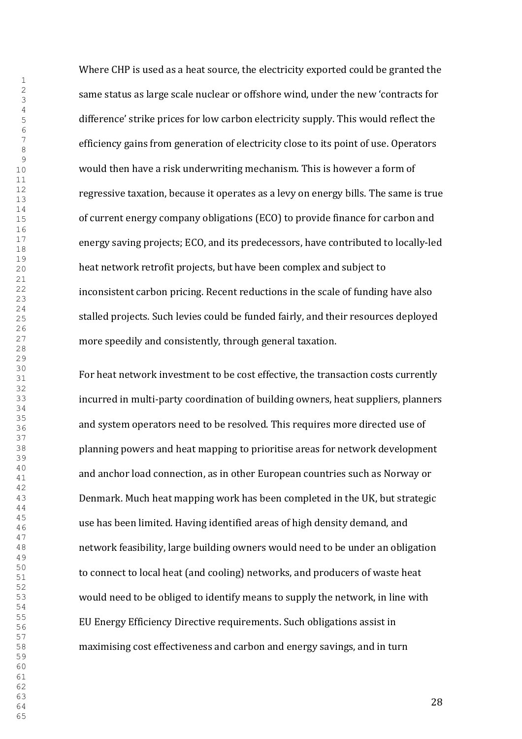Where CHP is used as a heat source, the electricity exported could be granted the same status as large scale nuclear or offshore wind, under the new 'contracts for difference' strike prices for low carbon electricity supply. This would reflect the efficiency gains from generation of electricity close to its point of use. Operators would then have a risk underwriting mechanism. This is however a form of regressive taxation, because it operates as a levy on energy bills. The same is true of current energy company obligations (ECO) to provide finance for carbon and energy saving projects; ECO, and its predecessors, have contributed to locally-led heat network retrofit projects, but have been complex and subject to inconsistent carbon pricing. Recent reductions in the scale of funding have also stalled projects. Such levies could be funded fairly, and their resources deployed more speedily and consistently, through general taxation.

For heat network investment to be cost effective, the transaction costs currently incurred in multi-party coordination of building owners, heat suppliers, planners and system operators need to be resolved. This requires more directed use of planning powers and heat mapping to prioritise areas for network development and anchor load connection, as in other European countries such as Norway or Denmark. Much heat mapping work has been completed in the UK, but strategic use has been limited. Having identified areas of high density demand, and network feasibility, large building owners would need to be under an obligation to connect to local heat (and cooling) networks, and producers of waste heat would need to be obliged to identify means to supply the network, in line with EU Energy Efficiency Directive requirements. Such obligations assist in maximising cost effectiveness and carbon and energy savings, and in turn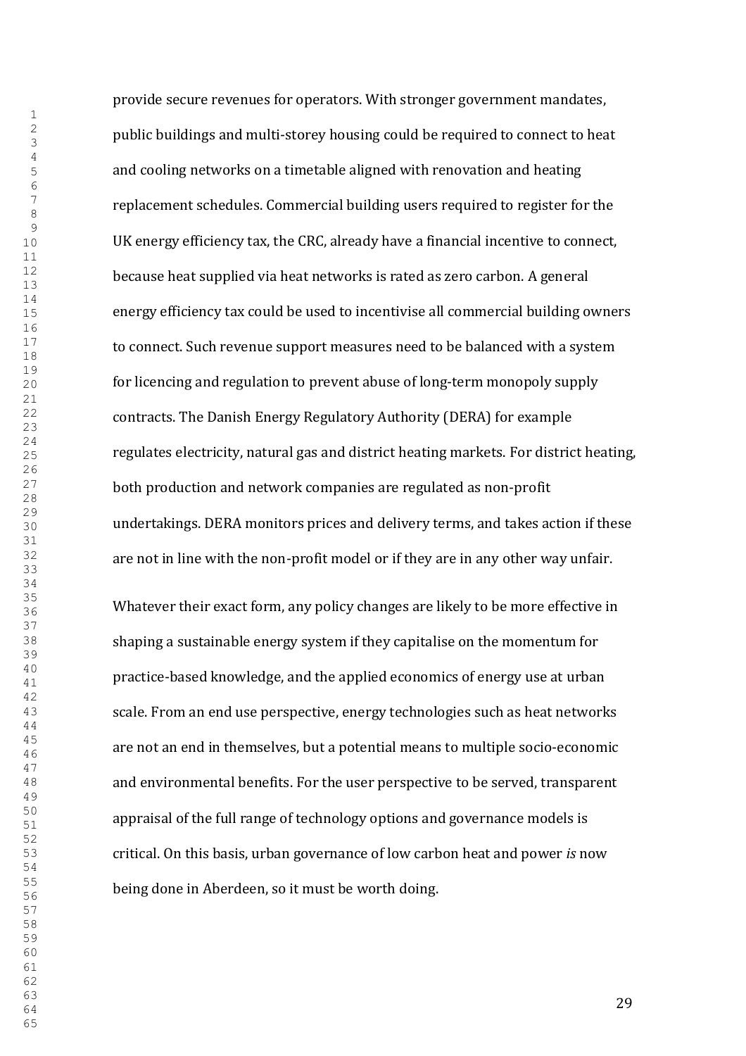provide secure revenues for operators. With stronger government mandates, public buildings and multi-storey housing could be required to connect to heat and cooling networks on a timetable aligned with renovation and heating replacement schedules. Commercial building users required to register for the UK energy efficiency tax, the CRC, already have a financial incentive to connect, because heat supplied via heat networks is rated as zero carbon. A general energy efficiency tax could be used to incentivise all commercial building owners to connect. Such revenue support measures need to be balanced with a system for licencing and regulation to prevent abuse of long-term monopoly supply contracts. The Danish Energy Regulatory Authority (DERA) for example regulates electricity, natural gas and district heating markets. For district heating, both production and network companies are regulated as non-profit undertakings. DERA monitors prices and delivery terms, and takes action if these are not in line with the non-profit model or if they are in any other way unfair.

Whatever their exact form, any policy changes are likely to be more effective in shaping a sustainable energy system if they capitalise on the momentum for practice-based knowledge, and the applied economics of energy use at urban scale. From an end use perspective, energy technologies such as heat networks are not an end in themselves, but a potential means to multiple socio-economic and environmental benefits. For the user perspective to be served, transparent appraisal of the full range of technology options and governance models is critical. On this basis, urban governance of low carbon heat and power *is* now being done in Aberdeen, so it must be worth doing.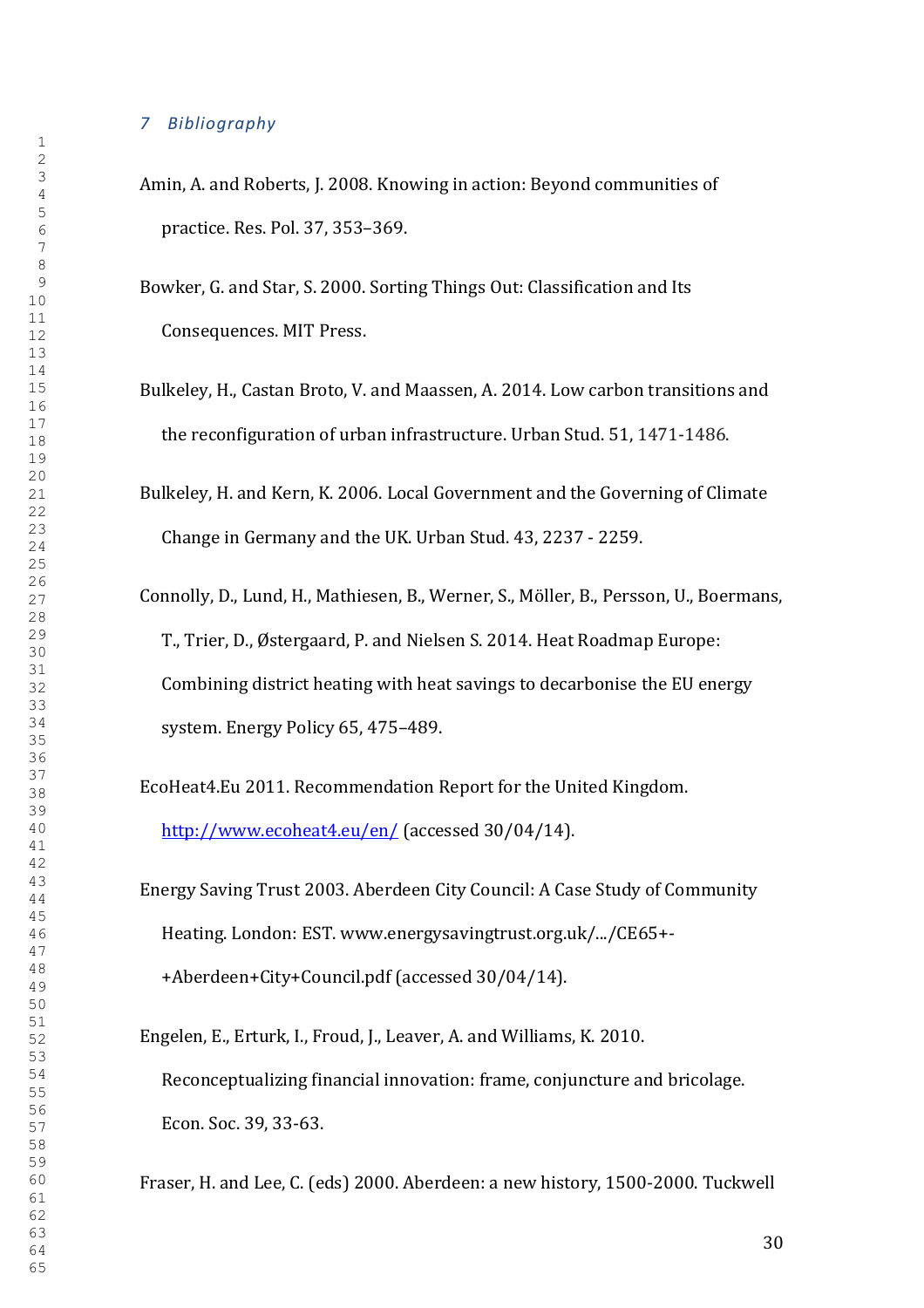## 7 Bibliography

Amin, A. and Roberts, J. 2008. Knowing in action: Beyond communities of practice. Res. Pol. 37, 353–369.

Bowker, G. and Star, S. 2000. Sorting Things Out: Classification and Its Consequences. MIT Press.

Bulkeley, H., Castan Broto, V. and Maassen, A. 2014. Low carbon transitions and the reconfiguration of urban infrastructure. Urban Stud. 51, 1471-1486.

Bulkeley, H. and Kern, K. 2006. Local Government and the Governing of Climate Change in Germany and the UK. Urban Stud. 43, 2237 - 2259.

Connolly, D., Lund, H., Mathiesen, B., Werner, S., Möller, B., Persson, U., Boermans, T., Trier, D., Østergaard, P. and Nielsen S. 2014. Heat Roadmap Europe: Combining district heating with heat savings to decarbonise the EU energy system. Energy Policy 65, 475–489.

EcoHeat4.Eu 2011. Recommendation Report for the United Kingdom. http://www.ecoheat4.eu/en/ (accessed 30/04/14).

Energy Saving Trust 2003. Aberdeen City Council: A Case Study of Community Heating. London: EST. www.energysavingtrust.org.uk/.../CE65+-+Aberdeen+City+Council.pdf (accessed 30/04/14).

Engelen, E., Erturk, I., Froud, J., Leaver, A. and Williams, K. 2010. Reconceptualizing financial innovation: frame, conjuncture and bricolage. Econ. Soc. 39, 33-63.

Fraser, H. and Lee, C. (eds) 2000. Aberdeen: a new history, 1500-2000. Tuckwell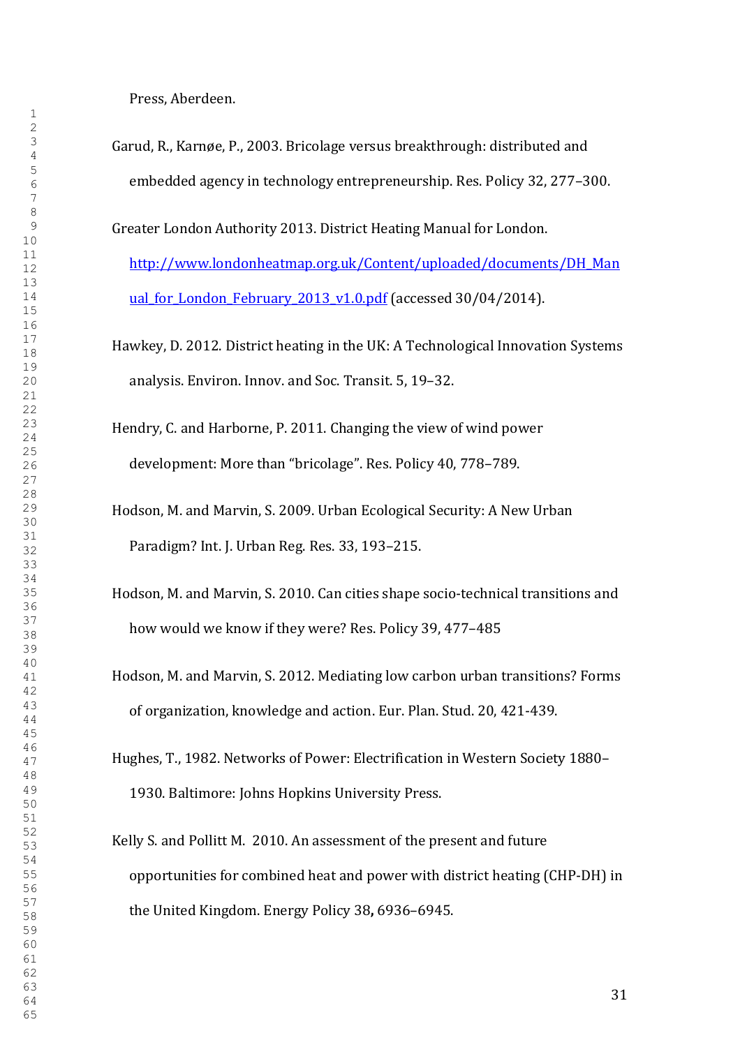Press, Aberdeen.

Garud, R., Karnøe, P., 2003. Bricolage versus breakthrough: distributed and embedded agency in technology entrepreneurship. Res. Policy 32, 277–300.

Greater London Authority 2013. District Heating Manual for London. http://www.londonheatmap.org.uk/Content/uploaded/documents/DH_Manual_for_London_February_2013_v1.0.pdf (accessed 30/04/2014).

Hawkey, D. 2012. District heating in the UK: A Technological Innovation Systems analysis. Environ. Innov. and Soc. Transit. 5, 19–32.

Hendry, C. and Harborne, P. 2011. Changing the view of wind power development: More than "bricolage". Res. Policy 40, 778–789.

Hodson, M. and Marvin, S. 2009. Urban Ecological Security: A New Urban Paradigm? Int. J. Urban Reg. Res. 33, 193–215.

Hodson, M. and Marvin, S. 2010. Can cities shape socio-technical transitions and how would we know if they were? Res. Policy 39, 477–485

Hodson, M. and Marvin, S. 2012. Mediating low carbon urban transitions? Forms of organization, knowledge and action. Eur. Plan. Stud. 20, 421-439.

Hughes, T., 1982. Networks of Power: Electrification in Western Society 1880–1930. Baltimore: Johns Hopkins University Press.

Kelly S. and Pollitt M. 2010. An assessment of the present and future opportunities for combined heat and power with district heating (CHP-DH) in the United Kingdom. Energy Policy 38**,** 6936–6945.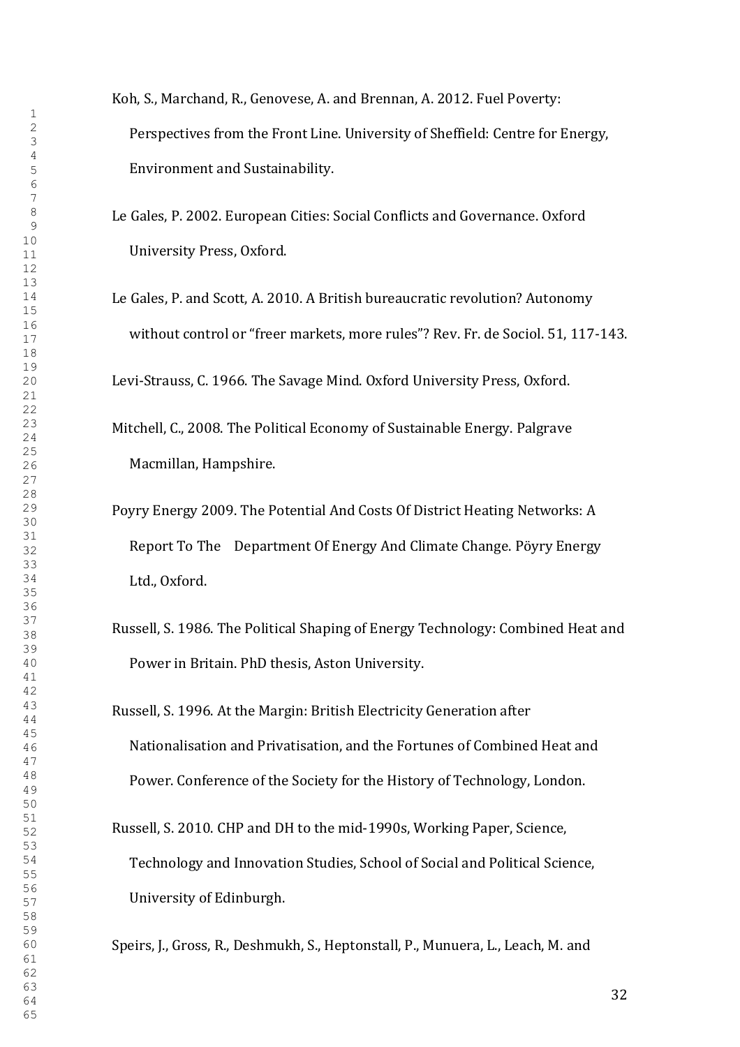Koh, S., Marchand, R., Genovese, A. and Brennan, A. 2012. Fuel Poverty: Perspectives from the Front Line. University of Sheffield: Centre for Energy, Environment and Sustainability.

Le Gales, P. 2002. European Cities: Social Conflicts and Governance. Oxford University Press, Oxford.

Le Gales, P. and Scott, A. 2010. A British bureaucratic revolution? Autonomy without control or "freer markets, more rules"? Rev. Fr. de Sociol. 51, 117-143.

Levi-Strauss, C. 1966. The Savage Mind. Oxford University Press, Oxford.

Mitchell, C., 2008. The Political Economy of Sustainable Energy. Palgrave Macmillan, Hampshire.

Poyry Energy 2009. The Potential And Costs Of District Heating Networks: A Report To The Department Of Energy And Climate Change. Pöyry Energy Ltd., Oxford.

Russell, S. 1986. The Political Shaping of Energy Technology: Combined Heat and Power in Britain. PhD thesis, Aston University.

Russell, S. 1996. At the Margin: British Electricity Generation after Nationalisation and Privatisation, and the Fortunes of Combined Heat and Power. Conference of the Society for the History of Technology, London.

Russell, S. 2010. CHP and DH to the mid-1990s, Working Paper, Science, Technology and Innovation Studies, School of Social and Political Science, University of Edinburgh.

Speirs, J., Gross, R., Deshmukh, S., Heptonstall, P., Munuera, L., Leach, M. and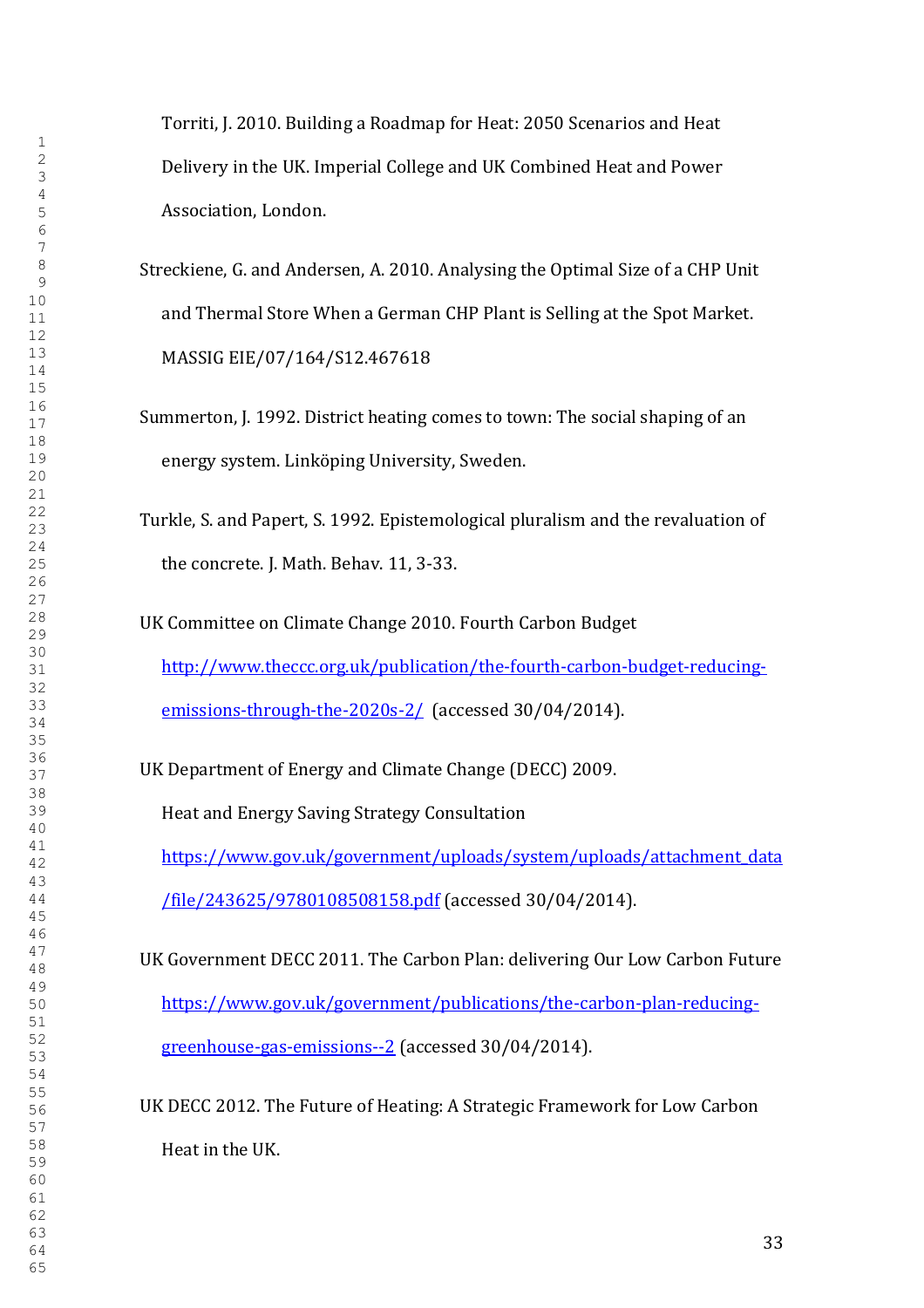Torriti, J. 2010. Building a Roadmap for Heat: 2050 Scenarios and Heat Delivery in the UK. Imperial College and UK Combined Heat and Power Association, London.

Streckiene, G. and Andersen, A. 2010. Analysing the Optimal Size of a CHP Unit and Thermal Store When a German CHP Plant is Selling at the Spot Market. MASSIG EIE/07/164/S12.467618

Summerton, J. 1992. District heating comes to town: The social shaping of an energy system. Linköping University, Sweden.

Turkle, S. and Papert, S. 1992. Epistemological pluralism and the revaluation of the concrete. J. Math. Behav. 11, 3-33.

UK Committee on Climate Change 2010. Fourth Carbon Budget http://www.theccc.org.uk/publication/the-fourth-carbon-budget-reducing-emissions-through-the-2020s-2/ (accessed 30/04/2014).

UK Department of Energy and Climate Change (DECC) 2009. Heat and Energy Saving Strategy Consultation https://www.gov.uk/government/uploads/system/uploads/attachment_data/file/243625/9780108508158.pdf (accessed 30/04/2014).

UK Government DECC 2011. The Carbon Plan: delivering Our Low Carbon Future https://www.gov.uk/government/publications/the-carbon-plan-reducing-greenhouse-gas-emissions--2 (accessed 30/04/2014).

UK DECC 2012. The Future of Heating: A Strategic Framework for Low Carbon Heat in the UK.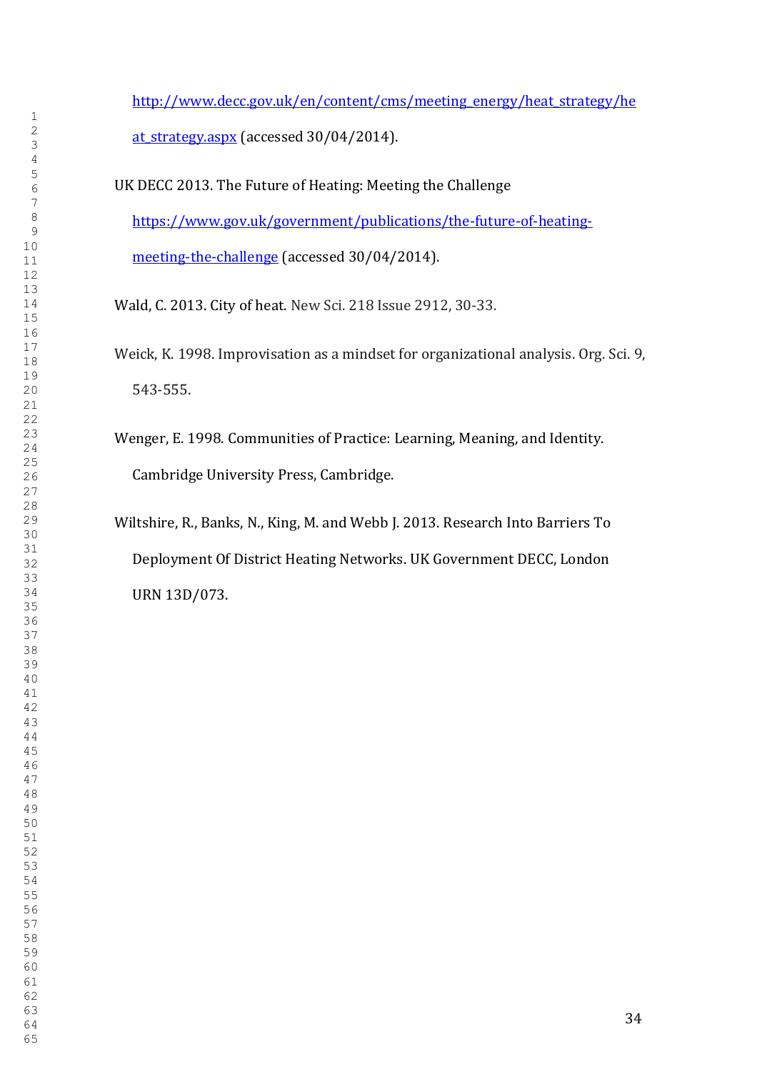http://www.decc.gov.uk/en/content/cms/meeting_energy/heat_strategy/heat_strategy.aspx (accessed 30/04/2014).

UK DECC 2013. The Future of Heating: Meeting the Challenge https://www.gov.uk/government/publications/the-future-of-heating-meeting-the-challenge (accessed 30/04/2014).

Wald, C. 2013. City of heat. New Sci. 218 Issue 2912, 30-33.

Weick, K. 1998. Improvisation as a mindset for organizational analysis. Org. Sci. 9, 543-555.

Wenger, E. 1998. Communities of Practice: Learning, Meaning, and Identity. Cambridge University Press, Cambridge.

Wiltshire, R., Banks, N., King, M. and Webb J. 2013. Research Into Barriers To Deployment Of District Heating Networks. UK Government DECC, London URN 13D/073.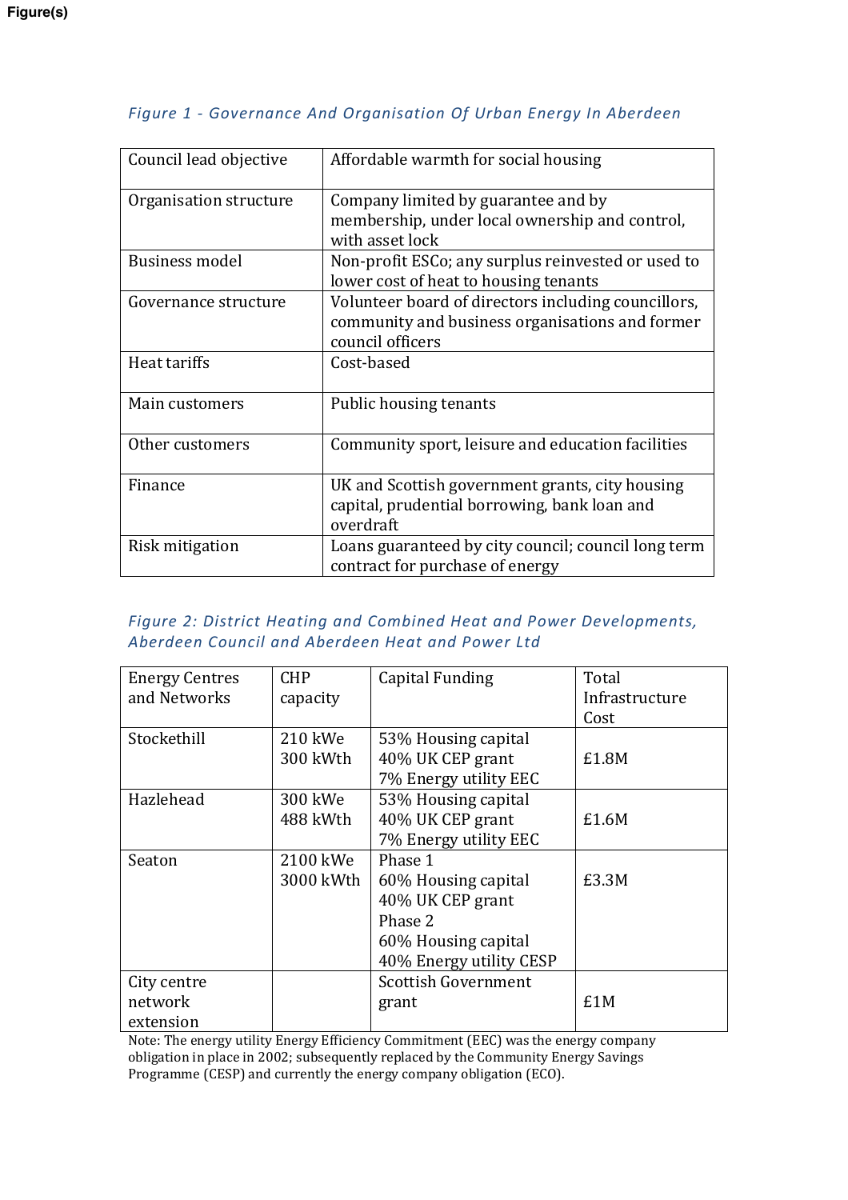Figure(s)

*Figure 1 - Governance And Organisation Of Urban Energy In Aberdeen*

| Council lead objective | Affordable warmth for social housing |
|---|---|
| Organisation structure | Company limited by guarantee and by membership, under local ownership and control, with asset lock |
| Business model | Non-profit ESCo; any surplus reinvested or used to lower cost of heat to housing tenants |
| Governance structure | Volunteer board of directors including councillors, community and business organisations and former council officers |
| Heat tariffs | Cost-based |
| Main customers | Public housing tenants |
| Other customers | Community sport, leisure and education facilities |
| Finance | UK and Scottish government grants, city housing capital, prudential borrowing, bank loan and overdraft |
| Risk mitigation | Loans guaranteed by city council; council long term contract for purchase of energy |

*Figure 2: District Heating and Combined Heat and Power Developments, Aberdeen Council and Aberdeen Heat and Power Ltd*

| Energy Centres and Networks | CHP capacity | Capital Funding | Total Infrastructure Cost |
|---|---|---|---|
| Stockethill | 210 kWe<br>300 kWth | 53% Housing capital<br>40% UK CEP grant<br>7% Energy utility EEC | £1.8M |
| Hazlehead | 300 kWe<br>488 kWth | 53% Housing capital<br>40% UK CEP grant<br>7% Energy utility EEC | £1.6M |
| Seaton | 2100 kWe<br>3000 kWth | Phase 1<br>60% Housing capital<br>40% UK CEP grant<br>Phase 2<br>60% Housing capital<br>40% Energy utility CESP | £3.3M |
| City centre network extension | | Scottish Government grant | £1M |

Note: The energy utility Energy Efficiency Commitment (EEC) was the energy company obligation in place in 2002; subsequently replaced by the Community Energy Savings Programme (CESP) and currently the energy company obligation (ECO).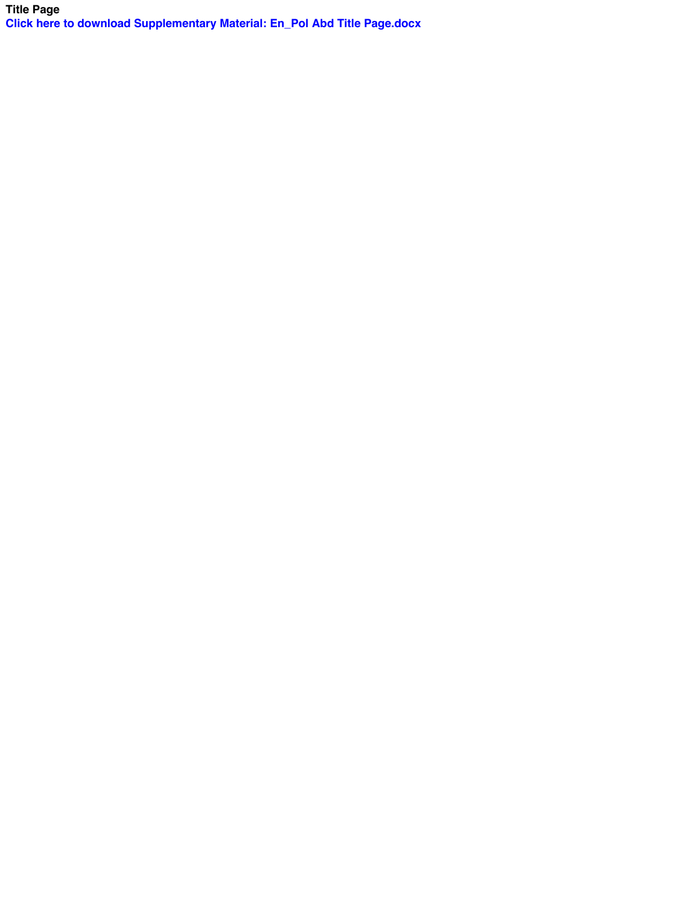**Title Page**

**Click here to download Supplementary Material: En_Pol Abd Title Page.docx**